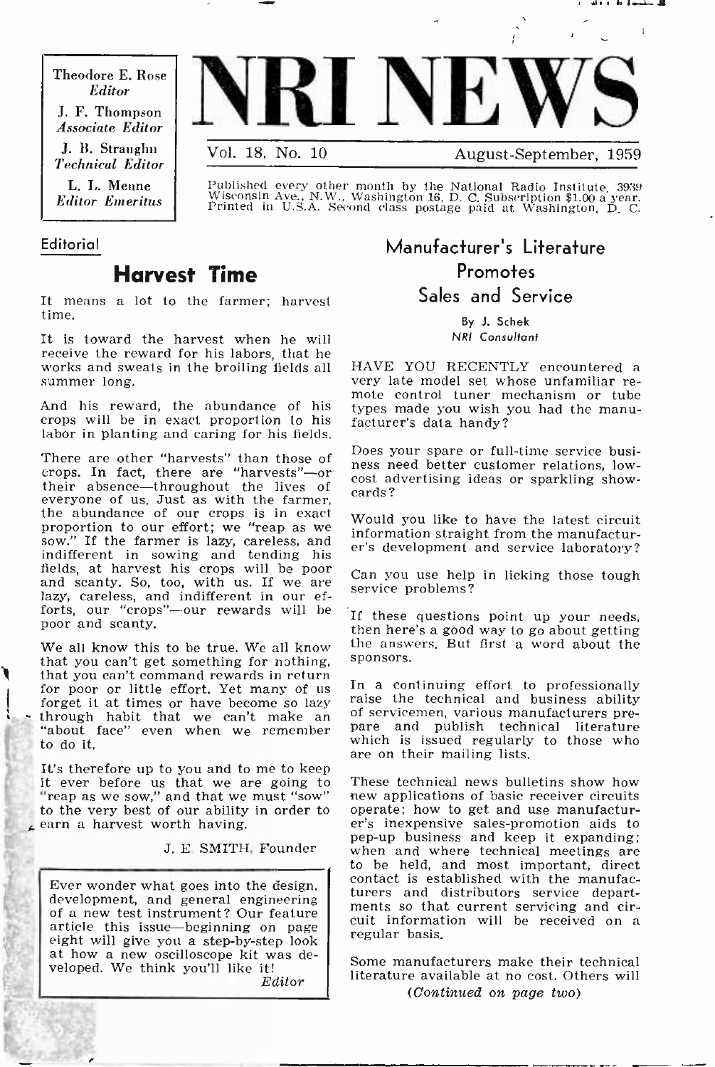Theodore E. Rose
*Editor*

J. F. Thompson
*Associate Editor*

J. B. Straughn
*Technical Editor*

L. L. Menne
*Editor Emeritus*

# NRI NEWS

Vol. 18, No. 10 — August-September, 1959

Published every other month by the National Radio Institute, 3939 Wisconsin Ave., N.W., Washington 16, D. C. Subscription $1.00 a year. Printed in U.S.A. Second class postage paid at Washington, D. C.

Editorial

## Harvest Time

It means a lot to the farmer; harvest time.

It is toward the harvest when he will receive the reward for his labors, that he works and sweats in the broiling fields all summer long.

And his reward, the abundance of his crops will be in exact proportion to his labor in planting and caring for his fields.

There are other "harvests" than those of crops. In fact, there are "harvests"—or their absence—throughout the lives of everyone of us. Just as with the farmer, the abundance of our crops is in exact proportion to our effort; we "reap as we sow." If the farmer is lazy, careless, and indifferent in sowing and tending his fields, at harvest his crops will be poor and scanty. So, too, with us. If we are lazy, careless, and indifferent in our efforts, our "crops"—our rewards will be poor and scanty.

We all know this to be true. We all know that you can't get something for nothing, that you can't command rewards in return for poor or little effort. Yet many of us forget it at times or have become so lazy through habit that we can't make an "about face" even when we remember to do it.

It's therefore up to you and to me to keep it ever before us that we are going to "reap as we sow," and that we must "sow" to the very best of our ability in order to earn a harvest worth having.

J. E. SMITH, Founder

Ever wonder what goes into the design, development, and general engineering of a new test instrument? Our feature article this issue—beginning on page eight will give you a step-by-step look at how a new oscilloscope kit was developed. We think you'll like it!

*Editor*

## Manufacturer's Literature Promotes Sales and Service

By J. Schek
*NRI Consultant*

HAVE YOU RECENTLY encountered a very late model set whose unfamiliar remote control tuner mechanism or tube types made you wish you had the manufacturer's data handy?

Does your spare or full-time service business need better customer relations, low-cost advertising ideas or sparkling show-cards?

Would you like to have the latest circuit information straight from the manufacturer's development and service laboratory?

Can you use help in licking those tough service problems?

If these questions point up your needs, then here's a good way to go about getting the answers. But first a word about the sponsors.

In a continuing effort to professionally raise the technical and business ability of servicemen, various manufacturers prepare and publish technical literature which is issued regularly to those who are on their mailing lists.

These technical news bulletins show how new applications of basic receiver circuits operate; how to get and use manufacturer's inexpensive sales-promotion aids to pep-up business and keep it expanding; when and where technical meetings are to be held, and most important, direct contact is established with the manufacturers and distributors service departments so that current servicing and circuit information will be received on a regular basis.

Some manufacturers make their technical literature available at no cost. Others will

*(Continued on page two)*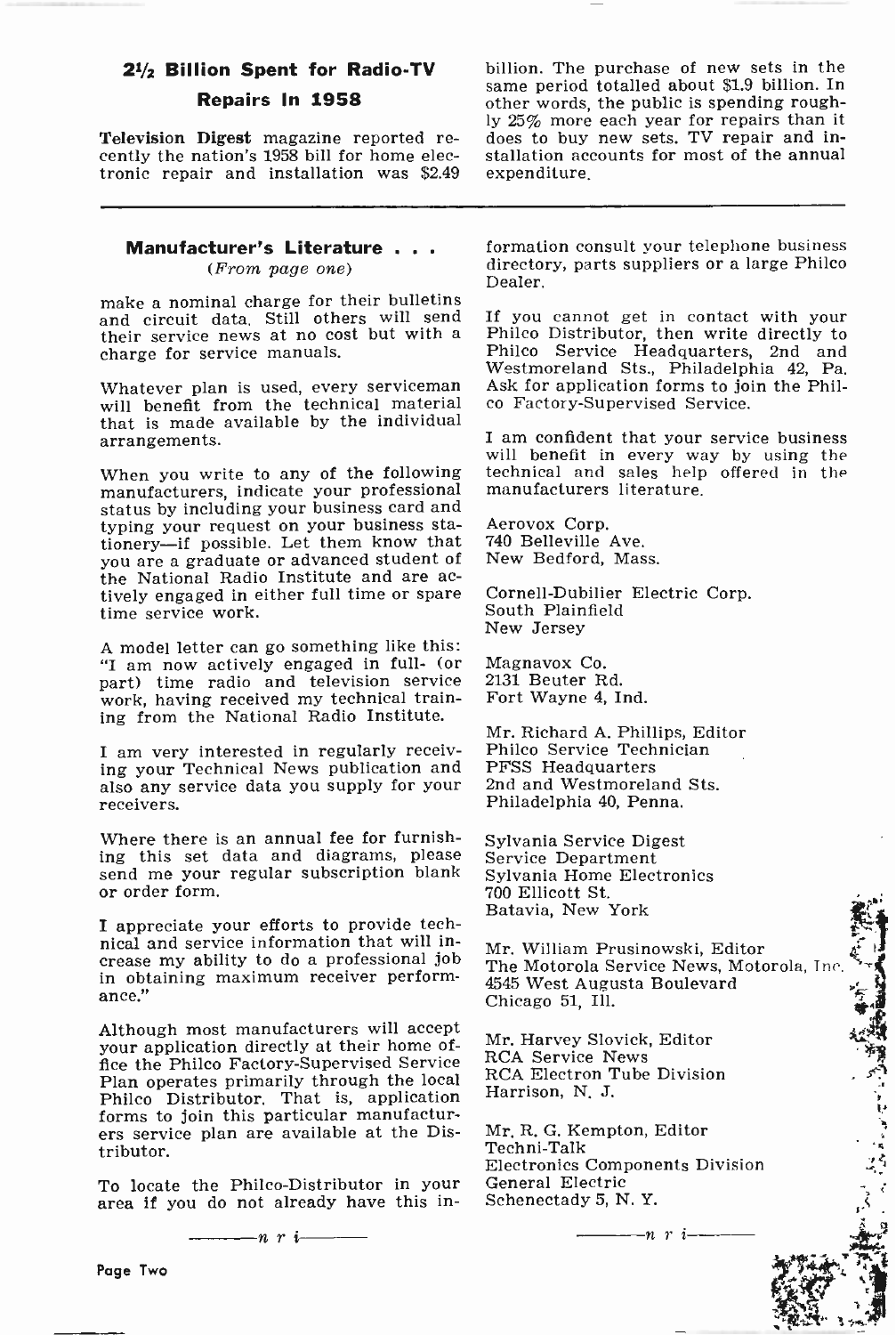## 2½ Billion Spent for Radio-TV Repairs In 1958

**Television Digest** magazine reported recently the nation's 1958 bill for home electronic repair and installation was $2.49 billion. The purchase of new sets in the same period totalled about $1.9 billion. In other words, the public is spending roughly 25% more each year for repairs than it does to buy new sets. TV repair and installation accounts for most of the annual expenditure.

---

## Manufacturer's Literature . . .

*(From page one)*

make a nominal charge for their bulletins and circuit data. Still others will send their service news at no cost but with a charge for service manuals.

Whatever plan is used, every serviceman will benefit from the technical material that is made available by the individual arrangements.

When you write to any of the following manufacturers, indicate your professional status by including your business card and typing your request on your business stationery—if possible. Let them know that you are a graduate or advanced student of the National Radio Institute and are actively engaged in either full time or spare time service work.

A model letter can go something like this: "I am now actively engaged in full- (or part) time radio and television service work, having received my technical training from the National Radio Institute.

I am very interested in regularly receiving your Technical News publication and also any service data you supply for your receivers.

Where there is an annual fee for furnishing this set data and diagrams, please send me your regular subscription blank or order form.

I appreciate your efforts to provide technical and service information that will increase my ability to do a professional job in obtaining maximum receiver performance."

Although most manufacturers will accept your application directly at their home office the Philco Factory-Supervised Service Plan operates primarily through the local Philco Distributor. That is, application forms to join this particular manufacturers service plan are available at the Distributor.

To locate the Philco-Distributor in your area if you do not already have this information consult your telephone business directory, parts suppliers or a large Philco Dealer.

If you cannot get in contact with your Philco Distributor, then write directly to Philco Service Headquarters, 2nd and Westmoreland Sts., Philadelphia 42, Pa. Ask for application forms to join the Philco Factory-Supervised Service.

I am confident that your service business will benefit in every way by using the technical and sales help offered in the manufacturers literature.

Aerovox Corp.
740 Belleville Ave.
New Bedford, Mass.

Cornell-Dubilier Electric Corp.
South Plainfield
New Jersey

Magnavox Co.
2131 Beuter Rd.
Fort Wayne 4, Ind.

Mr. Richard A. Phillips, Editor
Philco Service Technician
PFSS Headquarters
2nd and Westmoreland Sts.
Philadelphia 40, Penna.

Sylvania Service Digest
Service Department
Sylvania Home Electronics
700 Ellicott St.
Batavia, New York

Mr. William Prusinowski, Editor
The Motorola Service News, Motorola, Inc.
4545 West Augusta Boulevard
Chicago 51, Ill.

Mr. Harvey Slovick, Editor
RCA Service News
RCA Electron Tube Division
Harrison, N. J.

Mr. R. G. Kempton, Editor
Techni-Talk
Electronics Components Division
General Electric
Schenectady 5, N. Y.

———n r i———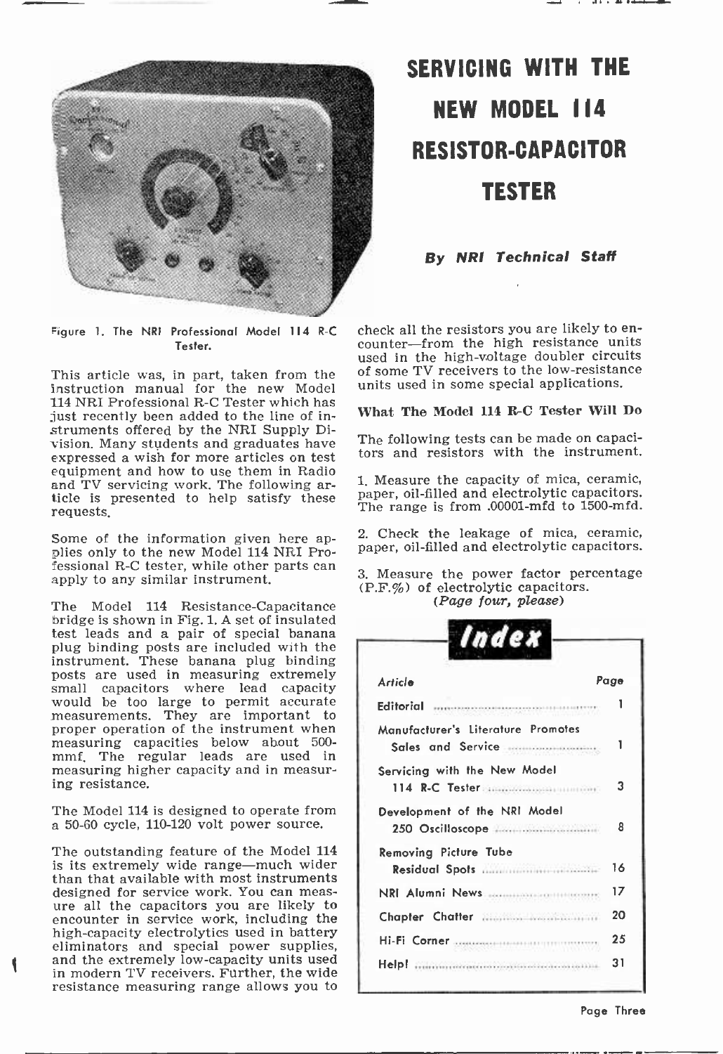# SERVICING WITH THE NEW MODEL 114 RESISTOR-CAPACITOR TESTER

***By NRI Technical Staff***

Figure 1. The NRI Professional Model 114 R-C Tester.

This article was, in part, taken from the instruction manual for the new Model 114 NRI Professional R-C Tester which has just recently been added to the line of instruments offered by the NRI Supply Division. Many students and graduates have expressed a wish for more articles on test equipment and how to use them in Radio and TV servicing work. The following article is presented to help satisfy these requests.

Some of the information given here applies only to the new Model 114 NRI Professional R-C tester, while other parts can apply to any similar instrument.

The Model 114 Resistance-Capacitance bridge is shown in Fig. 1. A set of insulated test leads and a pair of special banana plug binding posts are included with the instrument. These banana plug binding posts are used in measuring extremely small capacitors where lead capacity would be too large to permit accurate measurements. They are important to proper operation of the instrument when measuring capacities below about 500-mmf. The regular leads are used in measuring higher capacity and in measuring resistance.

The Model 114 is designed to operate from a 50-60 cycle, 110-120 volt power source.

The outstanding feature of the Model 114 is its extremely wide range—much wider than that available with most instruments designed for service work. You can measure all the capacitors you are likely to encounter in service work, including the high-capacity electrolytics used in battery eliminators and special power supplies, and the extremely low-capacity units used in modern TV receivers. Further, the wide resistance measuring range allows you to check all the resistors you are likely to encounter—from the high resistance units used in the high-voltage doubler circuits of some TV receivers to the low-resistance units used in some special applications.

**What The Model 114 R-C Tester Will Do**

The following tests can be made on capacitors and resistors with the instrument.

1. Measure the capacity of mica, ceramic, paper, oil-filled and electrolytic capacitors. The range is from .00001-mfd to 1500-mfd.

2. Check the leakage of mica, ceramic, paper, oil-filled and electrolytic capacitors.

3. Measure the power factor percentage (P.F.%) of electrolytic capacitors.

*(Page four, please)*

## Index

| Article | Page |
|---|---|
| Editorial | 1 |
| Manufacturer's Literature Promotes Sales and Service | 1 |
| Servicing with the New Model 114 R-C Tester | 3 |
| Development of the NRI Model 250 Oscilloscope | 8 |
| Removing Picture Tube Residual Spots | 16 |
| NRI Alumni News | 17 |
| Chapter Chatter | 20 |
| Hi-Fi Corner | 25 |
| Help! | 31 |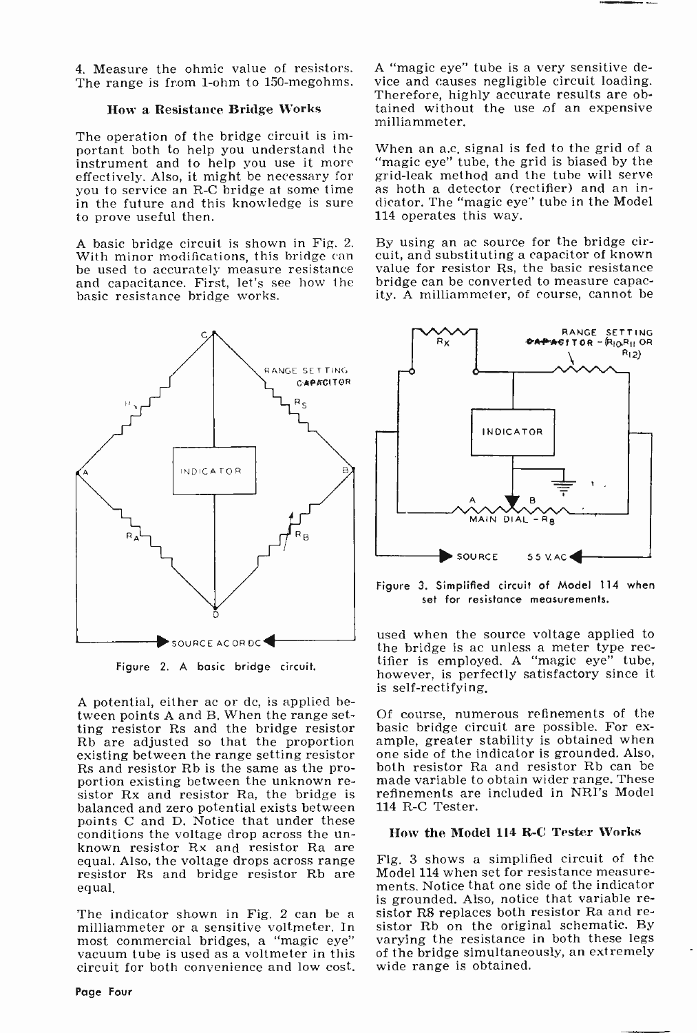4. Measure the ohmic value of resistors. The range is from 1-ohm to 150-megohms.

### How a Resistance Bridge Works

The operation of the bridge circuit is important both to help you understand the instrument and to help you use it more effectively. Also, it might be necessary for you to service an R-C bridge at some time in the future and this knowledge is sure to prove useful then.

A basic bridge circuit is shown in Fig. 2. With minor modifications, this bridge can be used to accurately measure resistance and capacitance. First, let's see how the basic resistance bridge works.

Figure 2. A basic bridge circuit.

A potential, either ac or dc, is applied between points A and B. When the range setting resistor Rs and the bridge resistor Rb are adjusted so that the proportion existing between the range setting resistor Rs and resistor Rb is the same as the proportion existing between the unknown resistor Rx and resistor Ra, the bridge is balanced and zero potential exists between points C and D. Notice that under these conditions the voltage drop across the unknown resistor Rx and resistor Ra are equal. Also, the voltage drops across range resistor Rs and bridge resistor Rb are equal.

The indicator shown in Fig. 2 can be a milliammeter or a sensitive voltmeter. In most commercial bridges, a "magic eye" vacuum tube is used as a voltmeter in this circuit for both convenience and low cost. A "magic eye" tube is a very sensitive device and causes negligible circuit loading. Therefore, highly accurate results are obtained without the use of an expensive milliammeter.

When an a.c. signal is fed to the grid of a "magic eye" tube, the grid is biased by the grid-leak method and the tube will serve as both a detector (rectifier) and an indicator. The "magic eye" tube in the Model 114 operates this way.

By using an ac source for the bridge circuit, and substituting a capacitor of known value for resistor Rs, the basic resistance bridge can be converted to measure capacity. A milliammeter, of course, cannot be used when the source voltage applied to the bridge is ac unless a meter type rectifier is employed. A "magic eye" tube, however, is perfectly satisfactory since it is self-rectifying.

Figure 3. Simplified circuit of Model 114 when set for resistance measurements.

Of course, numerous refinements of the basic bridge circuit are possible. For example, greater stability is obtained when one side of the indicator is grounded. Also, both resistor Ra and resistor Rb can be made variable to obtain wider range. These refinements are included in NRI's Model 114 R-C Tester.

### How the Model 114 R-C Tester Works

Fig. 3 shows a simplified circuit of the Model 114 when set for resistance measurements. Notice that one side of the indicator is grounded. Also, notice that variable resistor R8 replaces both resistor Ra and resistor Rb on the original schematic. By varying the resistance in both these legs of the bridge simultaneously, an extremely wide range is obtained.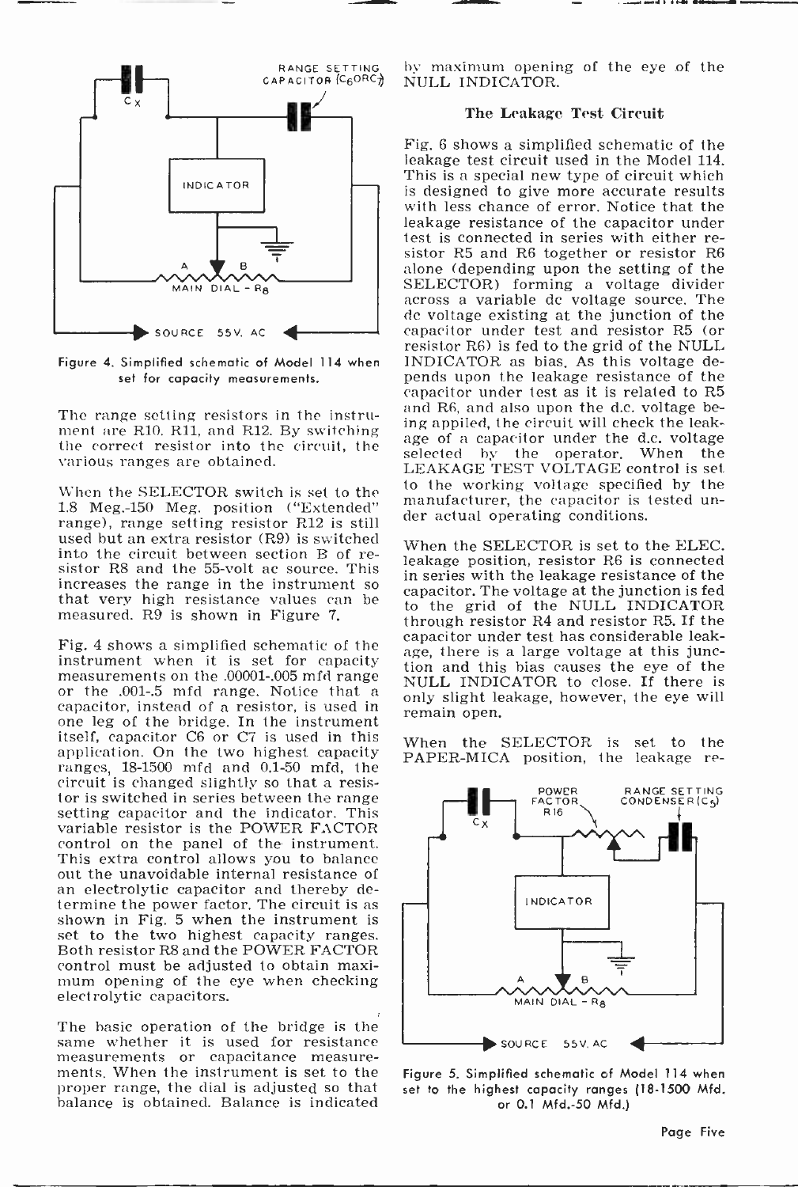Figure 4. Simplified schematic of Model 114 when set for capacity measurements.

The range setting resistors in the instrument are R10, R11, and R12. By switching the correct resistor into the circuit, the various ranges are obtained.

When the SELECTOR switch is set to the 1.8 Meg.-150 Meg. position ("Extended" range), range setting resistor R12 is still used but an extra resistor (R9) is switched into the circuit between section B of resistor R8 and the 55-volt ac source. This increases the range in the instrument so that very high resistance values can be measured. R9 is shown in Figure 7.

Fig. 4 shows a simplified schematic of the instrument when it is set for capacity measurements on the .00001-.005 mfd range or the .001-.5 mfd range. Notice that a capacitor, instead of a resistor, is used in one leg of the bridge. In the instrument itself, capacitor C6 or C7 is used in this application. On the two highest capacity ranges, 18-1500 mfd and 0.1-50 mfd, the circuit is changed slightly so that a resistor is switched in series between the range setting capacitor and the indicator. This variable resistor is the POWER FACTOR control on the panel of the instrument. This extra control allows you to balance out the unavoidable internal resistance of an electrolytic capacitor and thereby determine the power factor. The circuit is as shown in Fig. 5 when the instrument is set to the two highest capacity ranges. Both resistor R8 and the POWER FACTOR control must be adjusted to obtain maximum opening of the eye when checking electrolytic capacitors.

The basic operation of the bridge is the same whether it is used for resistance measurements or capacitance measurements. When the instrument is set to the proper range, the dial is adjusted so that balance is obtained. Balance is indicated by maximum opening of the eye of the NULL INDICATOR.

### The Leakage Test Circuit

Fig. 6 shows a simplified schematic of the leakage test circuit used in the Model 114. This is a special new type of circuit which is designed to give more accurate results with less chance of error. Notice that the leakage resistance of the capacitor under test is connected in series with either resistor R5 and R6 together or resistor R6 alone (depending upon the setting of the SELECTOR) forming a voltage divider across a variable dc voltage source. The dc voltage existing at the junction of the capacitor under test and resistor R5 (or resistor R6) is fed to the grid of the NULL INDICATOR as bias. As this voltage depends upon the leakage resistance of the capacitor under test as it is related to R5 and R6, and also upon the d.c. voltage being appiled, the circuit will check the leakage of a capacitor under the d.c. voltage selected by the operator. When the LEAKAGE TEST VOLTAGE control is set to the working voltage specified by the manufacturer, the capacitor is tested under actual operating conditions.

When the SELECTOR is set to the ELEC. leakage position, resistor R6 is connected in series with the leakage resistance of the capacitor. The voltage at the junction is fed to the grid of the NULL INDICATOR through resistor R4 and resistor R5. If the capacitor under test has considerable leakage, there is a large voltage at this junction and this bias causes the eye of the NULL INDICATOR to close. If there is only slight leakage, however, the eye will remain open.

When the SELECTOR is set to the PAPER-MICA position, the leakage re-

Figure 5. Simplified schematic of Model 114 when set to the highest capacity ranges (18-1500 Mfd. or 0.1 Mfd.-50 Mfd.)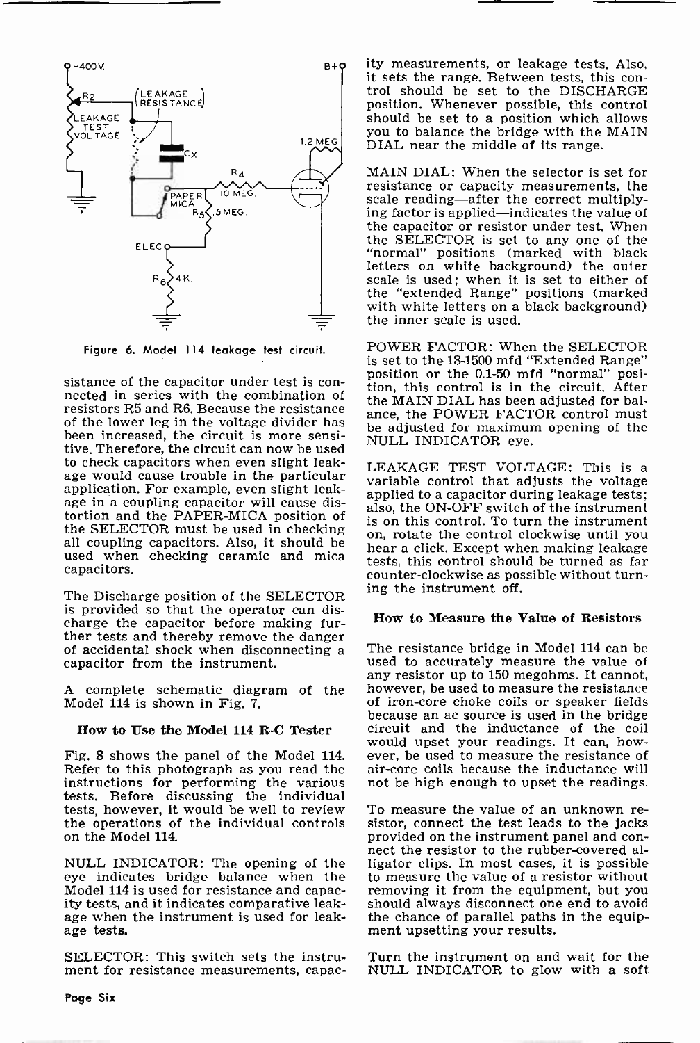Figure 6. Model 114 leakage test circuit.

sistance of the capacitor under test is connected in series with the combination of resistors R5 and R6. Because the resistance of the lower leg in the voltage divider has been increased, the circuit is more sensitive. Therefore, the circuit can now be used to check capacitors when even slight leakage would cause trouble in the particular application. For example, even slight leakage in a coupling capacitor will cause distortion and the PAPER-MICA position of the SELECTOR must be used in checking all coupling capacitors. Also, it should be used when checking ceramic and mica capacitors.

The Discharge position of the SELECTOR is provided so that the operator can discharge the capacitor before making further tests and thereby remove the danger of accidental shock when disconnecting a capacitor from the instrument.

A complete schematic diagram of the Model 114 is shown in Fig. 7.

### How to Use the Model 114 R-C Tester

Fig. 8 shows the panel of the Model 114. Refer to this photograph as you read the instructions for performing the various tests. Before discussing the individual tests, however, it would be well to review the operations of the individual controls on the Model 114.

NULL INDICATOR: The opening of the eye indicates bridge balance when the Model 114 is used for resistance and capacity tests, and it indicates comparative leakage when the instrument is used for leakage tests.

SELECTOR: This switch sets the instrument for resistance measurements, capacity measurements, or leakage tests. Also, it sets the range. Between tests, this control should be set to the DISCHARGE position. Whenever possible, this control should be set to a position which allows you to balance the bridge with the MAIN DIAL near the middle of its range.

MAIN DIAL: When the selector is set for resistance or capacity measurements, the scale reading—after the correct multiplying factor is applied—indicates the value of the capacitor or resistor under test. When the SELECTOR is set to any one of the "normal" positions (marked with black letters on white background) the outer scale is used; when it is set to either of the "extended Range" positions (marked with white letters on a black background) the inner scale is used.

POWER FACTOR: When the SELECTOR is set to the 18-1500 mfd "Extended Range" position or the 0.1-50 mfd "normal" position, this control is in the circuit. After the MAIN DIAL has been adjusted for balance, the POWER FACTOR control must be adjusted for maximum opening of the NULL INDICATOR eye.

LEAKAGE TEST VOLTAGE: This is a variable control that adjusts the voltage applied to a capacitor during leakage tests; also, the ON-OFF switch of the instrument is on this control. To turn the instrument on, rotate the control clockwise until you hear a click. Except when making leakage tests, this control should be turned as far counter-clockwise as possible without turning the instrument off.

### How to Measure the Value of Resistors

The resistance bridge in Model 114 can be used to accurately measure the value of any resistor up to 150 megohms. It cannot, however, be used to measure the resistance of iron-core choke coils or speaker fields because an ac source is used in the bridge circuit and the inductance of the coil would upset your readings. It can, however, be used to measure the resistance of air-core coils because the inductance will not be high enough to upset the readings.

To measure the value of an unknown resistor, connect the test leads to the jacks provided on the instrument panel and connect the resistor to the rubber-covered alligator clips. In most cases, it is possible to measure the value of a resistor without removing it from the equipment, but you should always disconnect one end to avoid the chance of parallel paths in the equipment upsetting your results.

Turn the instrument on and wait for the NULL INDICATOR to glow with a soft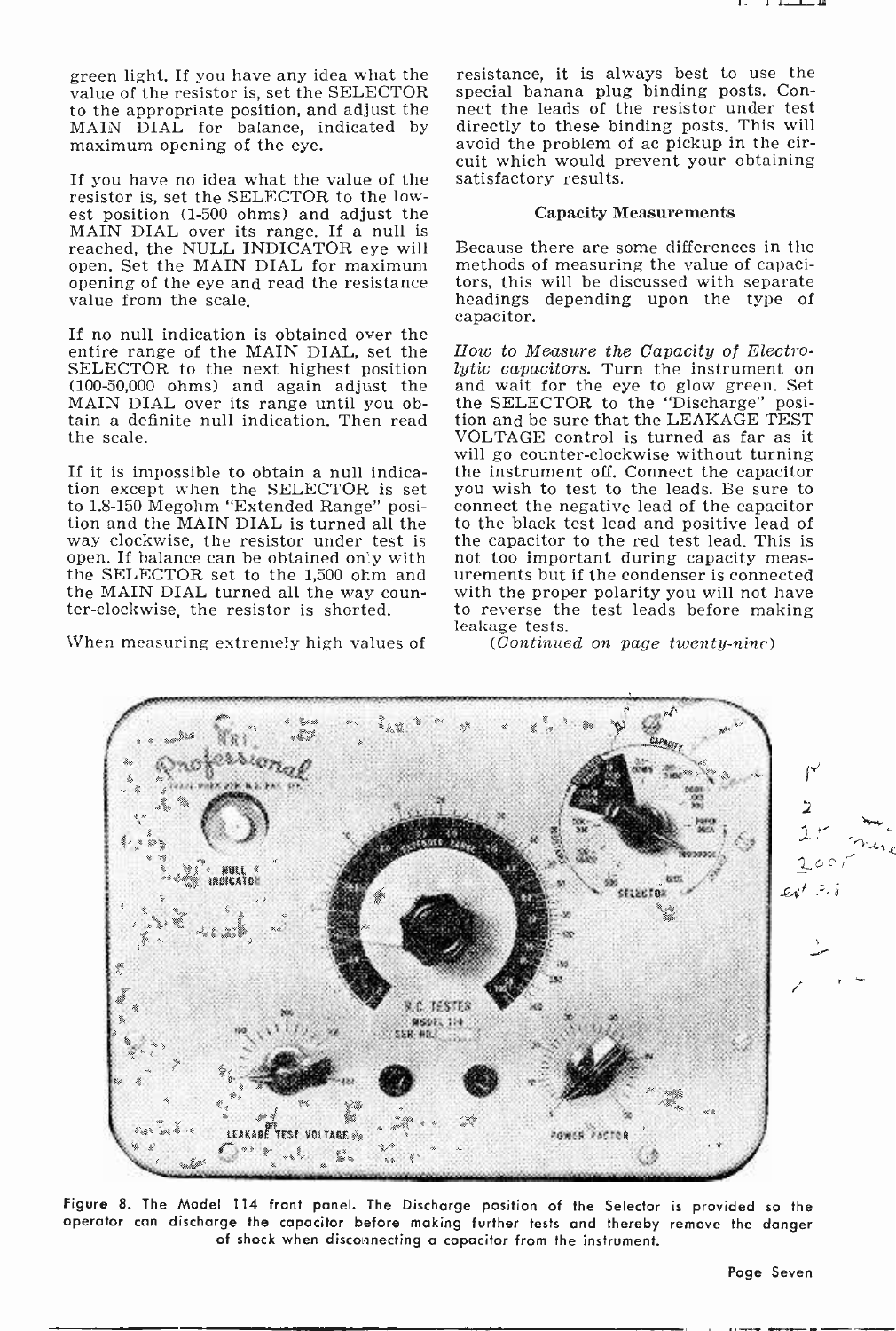green light. If you have any idea what the value of the resistor is, set the SELECTOR to the appropriate position, and adjust the MAIN DIAL for balance, indicated by maximum opening of the eye.

If you have no idea what the value of the resistor is, set the SELECTOR to the lowest position (1-500 ohms) and adjust the MAIN DIAL over its range. If a null is reached, the NULL INDICATOR eye will open. Set the MAIN DIAL for maximum opening of the eye and read the resistance value from the scale.

If no null indication is obtained over the entire range of the MAIN DIAL, set the SELECTOR to the next highest position (100-50,000 ohms) and again adjust the MAIN DIAL over its range until you obtain a definite null indication. Then read the scale.

If it is impossible to obtain a null indication except when the SELECTOR is set to 1.8-150 Megohm "Extended Range" position and the MAIN DIAL is turned all the way clockwise, the resistor under test is open. If balance can be obtained only with the SELECTOR set to the 1,500 ohm and the MAIN DIAL turned all the way counter-clockwise, the resistor is shorted.

When measuring extremely high values of resistance, it is always best to use the special banana plug binding posts. Connect the leads of the resistor under test directly to these binding posts. This will avoid the problem of ac pickup in the circuit which would prevent your obtaining satisfactory results.

### Capacity Measurements

Because there are some differences in the methods of measuring the value of capacitors, this will be discussed with separate headings depending upon the type of capacitor.

*How to Measure the Capacity of Electrolytic capacitors.* Turn the instrument on and wait for the eye to glow green. Set the SELECTOR to the "Discharge" position and be sure that the LEAKAGE TEST VOLTAGE control is turned as far as it will go counter-clockwise without turning the instrument off. Connect the capacitor you wish to test to the leads. Be sure to connect the negative lead of the capacitor to the black test lead and positive lead of the capacitor to the red test lead. This is not too important during capacity measurements but if the condenser is connected with the proper polarity you will not have to reverse the test leads before making leakage tests.

*(Continued on page twenty-nine)*

Figure 8. The Model 114 front panel. The Discharge position of the Selector is provided so the operator can discharge the capacitor before making further tests and thereby remove the danger of shock when disconnecting a capacitor from the instrument.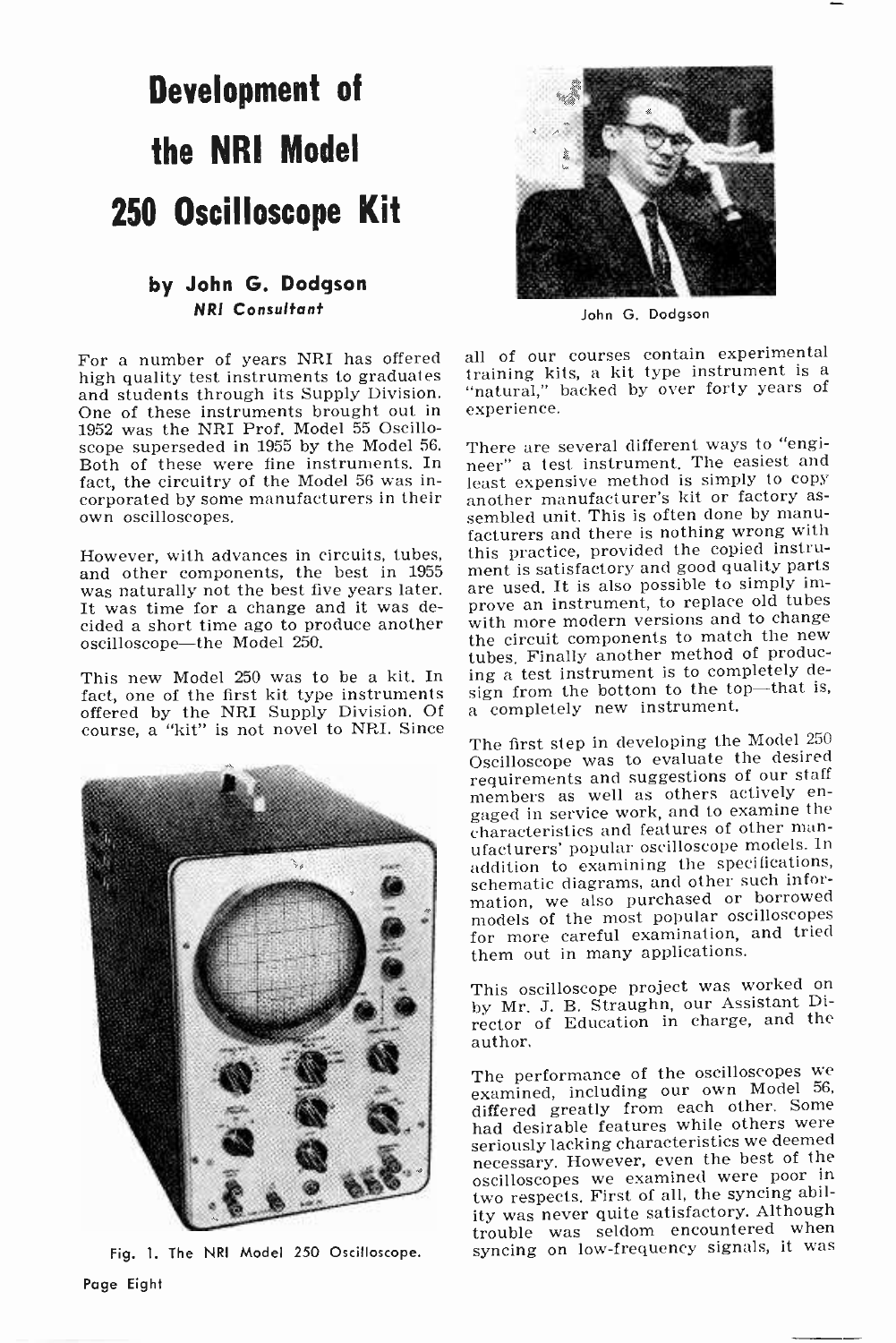# Development of the NRI Model 250 Oscilloscope Kit

**by John G. Dodgson**
***NRI Consultant***

John G. Dodgson

For a number of years NRI has offered high quality test instruments to graduates and students through its Supply Division. One of these instruments brought out in 1952 was the NRI Prof. Model 55 Oscilloscope superseded in 1955 by the Model 56. Both of these were fine instruments. In fact, the circuitry of the Model 56 was incorporated by some manufacturers in their own oscilloscopes.

However, with advances in circuits, tubes, and other components, the best in 1955 was naturally not the best five years later. It was time for a change and it was decided a short time ago to produce another oscilloscope—the Model 250.

This new Model 250 was to be a kit. In fact, one of the first kit type instruments offered by the NRI Supply Division. Of course, a "kit" is not novel to NRI. Since all of our courses contain experimental training kits, a kit type instrument is a "natural," backed by over forty years of experience.

Fig. 1. The NRI Model 250 Oscilloscope.

There are several different ways to "engineer" a test instrument. The easiest and least expensive method is simply to copy another manufacturer's kit or factory assembled unit. This is often done by manufacturers and there is nothing wrong with this practice, provided the copied instrument is satisfactory and good quality parts are used. It is also possible to simply improve an instrument, to replace old tubes with more modern versions and to change the circuit components to match the new tubes. Finally another method of producing a test instrument is to completely design from the bottom to the top—that is, a completely new instrument.

The first step in developing the Model 250 Oscilloscope was to evaluate the desired requirements and suggestions of our staff members as well as others actively engaged in service work, and to examine the characteristics and features of other manufacturers' popular oscilloscope models. In addition to examining the specifications, schematic diagrams, and other such information, we also purchased or borrowed models of the most popular oscilloscopes for more careful examination, and tried them out in many applications.

This oscilloscope project was worked on by Mr. J. B. Straughn, our Assistant Director of Education in charge, and the author.

The performance of the oscilloscopes we examined, including our own Model 56, differed greatly from each other. Some had desirable features while others were seriously lacking characteristics we deemed necessary. However, even the best of the oscilloscopes we examined were poor in two respects. First of all, the syncing ability was never quite satisfactory. Although trouble was seldom encountered when syncing on low-frequency signals, it was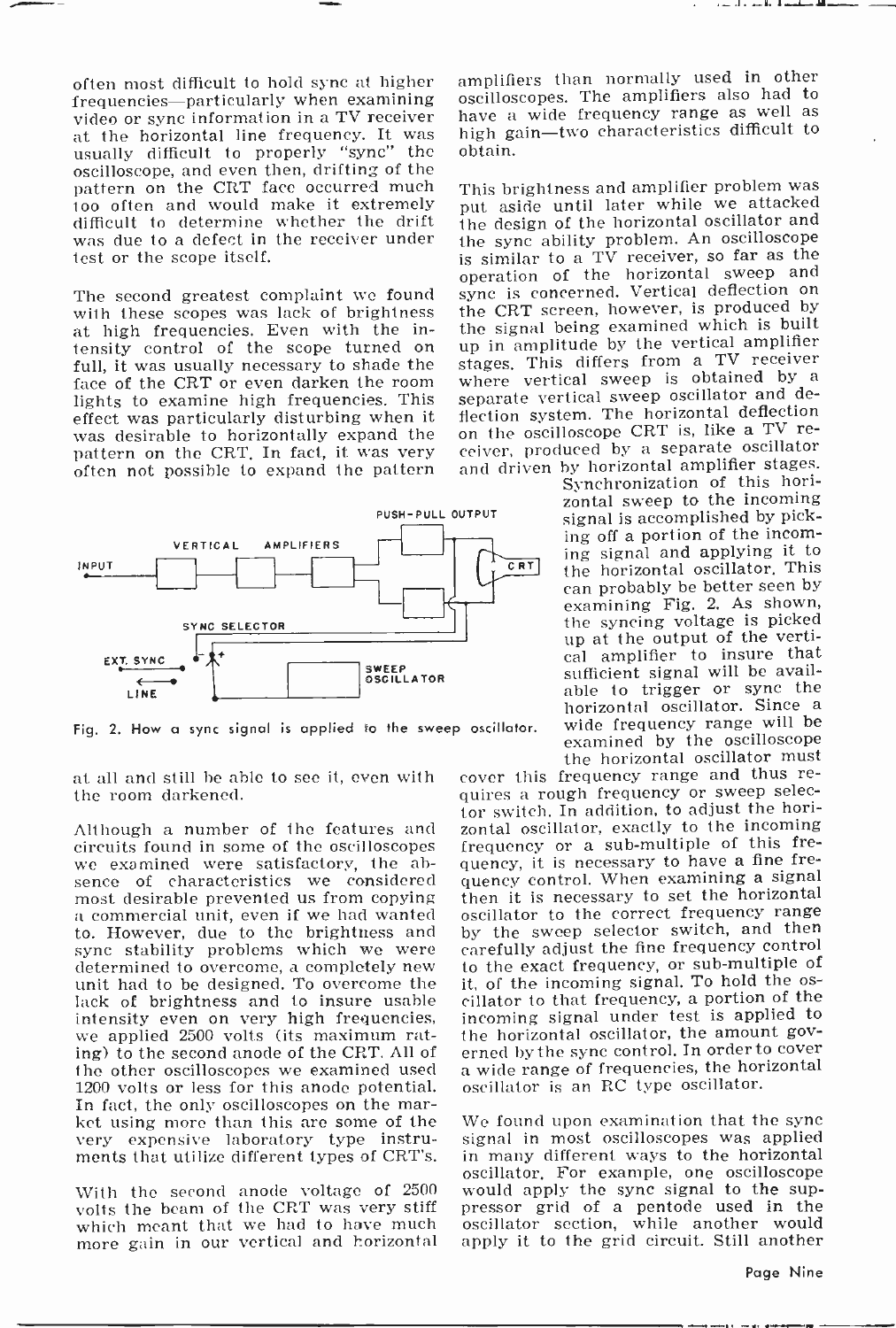often most difficult to hold sync at higher frequencies—particularly when examining video or sync information in a TV receiver at the horizontal line frequency. It was usually difficult to properly "sync" the oscilloscope, and even then, drifting of the pattern on the CRT face occurred much too often and would make it extremely difficult to determine whether the drift was due to a defect in the receiver under test or the scope itself.

The second greatest complaint we found with these scopes was lack of brightness at high frequencies. Even with the intensity control of the scope turned on full, it was usually necessary to shade the face of the CRT or even darken the room lights to examine high frequencies. This effect was particularly disturbing when it was desirable to horizontally expand the pattern on the CRT. In fact, it was very often not possible to expand the pattern at all and still be able to see it, even with the room darkened.

Although a number of the features and circuits found in some of the oscilloscopes we examined were satisfactory, the absence of characteristics we considered most desirable prevented us from copying a commercial unit, even if we had wanted to. However, due to the brightness and sync stability problems which we were determined to overcome, a completely new unit had to be designed. To overcome the lack of brightness and to insure usable intensity even on very high frequencies, we applied 2500 volts (its maximum rating) to the second anode of the CRT. All of the other oscilloscopes we examined used 1200 volts or less for this anode potential. In fact, the only oscilloscopes on the market using more than this are some of the very expensive laboratory type instruments that utilize different types of CRT's.

With the second anode voltage of 2500 volts the beam of the CRT was very stiff which meant that we had to have much more gain in our vertical and horizontal amplifiers than normally used in other oscilloscopes. The amplifiers also had to have a wide frequency range as well as high gain—two characteristics difficult to obtain.

This brightness and amplifier problem was put aside until later while we attacked the design of the horizontal oscillator and the sync ability problem. An oscilloscope is similar to a TV receiver, so far as the operation of the horizontal sweep and sync is concerned. Vertical deflection on the CRT screen, however, is produced by the signal being examined which is built up in amplitude by the vertical amplifier stages. This differs from a TV receiver where vertical sweep is obtained by a separate vertical sweep oscillator and deflection system. The horizontal deflection on the oscilloscope CRT is, like a TV receiver, produced by a separate oscillator and driven by horizontal amplifier stages. Synchronization of this horizontal sweep to the incoming signal is accomplished by picking off a portion of the incoming signal and applying it to the horizontal oscillator. This can probably be better seen by examining Fig. 2. As shown, the syncing voltage is picked up at the output of the vertical amplifier to insure that sufficient signal will be available to trigger or sync the horizontal oscillator. Since a wide frequency range will be examined by the oscilloscope the horizontal oscillator must cover this frequency range and thus requires a rough frequency or sweep selector switch. In addition, to adjust the horizontal oscillator, exactly to the incoming frequency or a sub-multiple of this frequency, it is necessary to have a fine frequency control. When examining a signal then it is necessary to set the horizontal oscillator to the correct frequency range by the sweep selector switch, and then carefully adjust the fine frequency control to the exact frequency, or sub-multiple of it, of the incoming signal. To hold the oscillator to that frequency, a portion of the incoming signal under test is applied to the horizontal oscillator, the amount governed by the sync control. In order to cover a wide range of frequencies, the horizontal oscillator is an RC type oscillator.

Fig. 2. How a sync signal is applied to the sweep oscillator.

We found upon examination that the sync signal in most oscilloscopes was applied in many different ways to the horizontal oscillator. For example, one oscilloscope would apply the sync signal to the suppressor grid of a pentode used in the oscillator section, while another would apply it to the grid circuit. Still another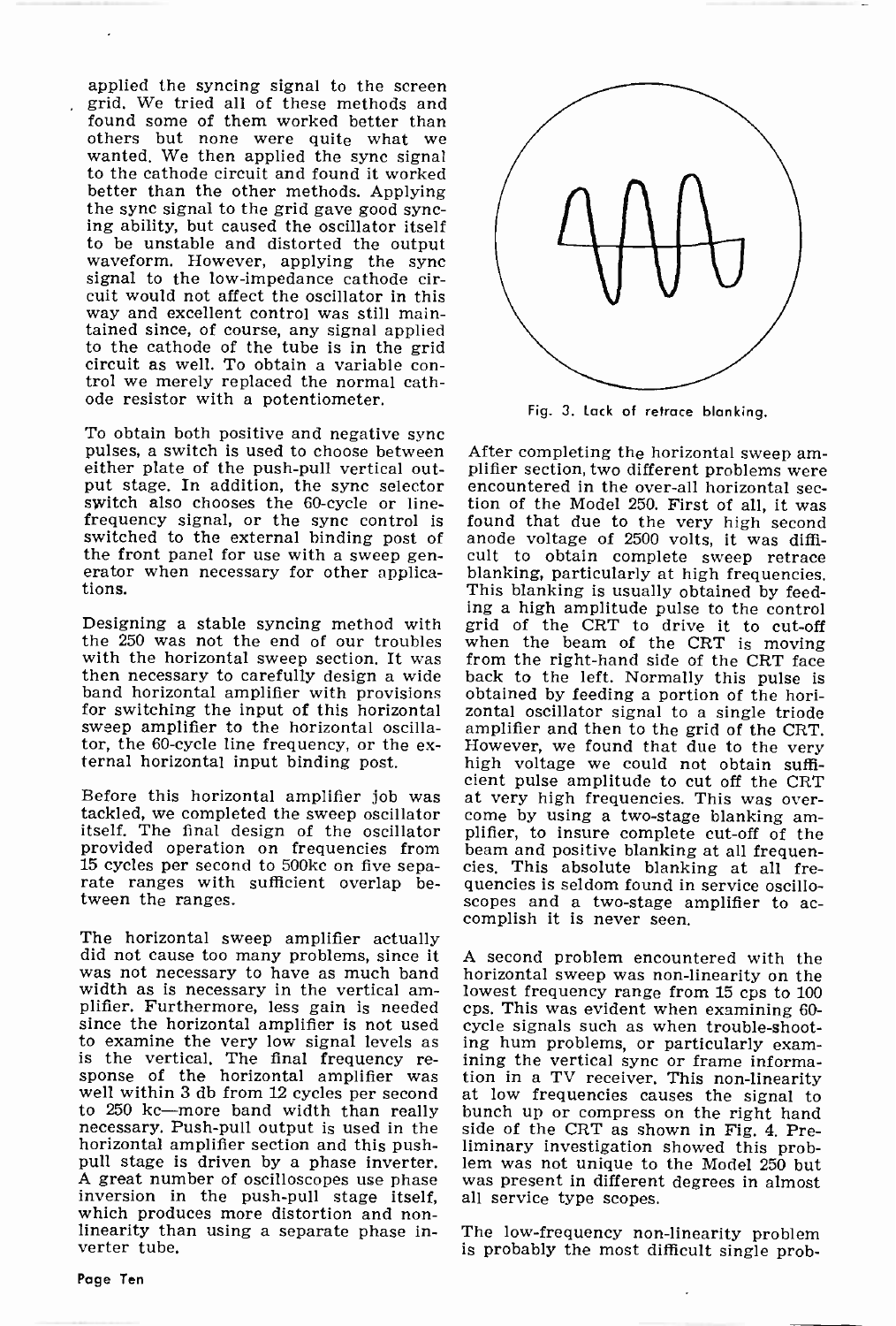applied the syncing signal to the screen grid. We tried all of these methods and found some of them worked better than others but none were quite what we wanted. We then applied the sync signal to the cathode circuit and found it worked better than the other methods. Applying the sync signal to the grid gave good syncing ability, but caused the oscillator itself to be unstable and distorted the output waveform. However, applying the sync signal to the low-impedance cathode circuit would not affect the oscillator in this way and excellent control was still maintained since, of course, any signal applied to the cathode of the tube is in the grid circuit as well. To obtain a variable control we merely replaced the normal cathode resistor with a potentiometer.

To obtain both positive and negative sync pulses, a switch is used to choose between either plate of the push-pull vertical output stage. In addition, the sync selector switch also chooses the 60-cycle or line-frequency signal, or the sync control is switched to the external binding post of the front panel for use with a sweep generator when necessary for other applications.

Designing a stable syncing method with the 250 was not the end of our troubles with the horizontal sweep section. It was then necessary to carefully design a wide band horizontal amplifier with provisions for switching the input of this horizontal sweep amplifier to the horizontal oscillator, the 60-cycle line frequency, or the external horizontal input binding post.

Before this horizontal amplifier job was tackled, we completed the sweep oscillator itself. The final design of the oscillator provided operation on frequencies from 15 cycles per second to 500kc on five separate ranges with sufficient overlap between the ranges.

The horizontal sweep amplifier actually did not cause too many problems, since it was not necessary to have as much band width as is necessary in the vertical amplifier. Furthermore, less gain is needed since the horizontal amplifier is not used to examine the very low signal levels as is the vertical. The final frequency response of the horizontal amplifier was well within 3 db from 12 cycles per second to 250 kc—more band width than really necessary. Push-pull output is used in the horizontal amplifier section and this push-pull stage is driven by a phase inverter. A great number of oscilloscopes use phase inversion in the push-pull stage itself, which produces more distortion and non-linearity than using a separate phase inverter tube.

Fig. 3. Lack of retrace blanking.

After completing the horizontal sweep amplifier section, two different problems were encountered in the over-all horizontal section of the Model 250. First of all, it was found that due to the very high second anode voltage of 2500 volts, it was difficult to obtain complete sweep retrace blanking, particularly at high frequencies. This blanking is usually obtained by feeding a high amplitude pulse to the control grid of the CRT to drive it to cut-off when the beam of the CRT is moving from the right-hand side of the CRT face back to the left. Normally this pulse is obtained by feeding a portion of the horizontal oscillator signal to a single triode amplifier and then to the grid of the CRT. However, we found that due to the very high voltage we could not obtain sufficient pulse amplitude to cut off the CRT at very high frequencies. This was overcome by using a two-stage blanking amplifier, to insure complete cut-off of the beam and positive blanking at all frequencies. This absolute blanking at all frequencies is seldom found in service oscilloscopes and a two-stage amplifier to accomplish it is never seen.

A second problem encountered with the horizontal sweep was non-linearity on the lowest frequency range from 15 cps to 100 cps. This was evident when examining 60-cycle signals such as when trouble-shooting hum problems, or particularly examining the vertical sync or frame information in a TV receiver. This non-linearity at low frequencies causes the signal to bunch up or compress on the right hand side of the CRT as shown in Fig. 4. Preliminary investigation showed this problem was not unique to the Model 250 but was present in different degrees in almost all service type scopes.

The low-frequency non-linearity problem is probably the most difficult single prob-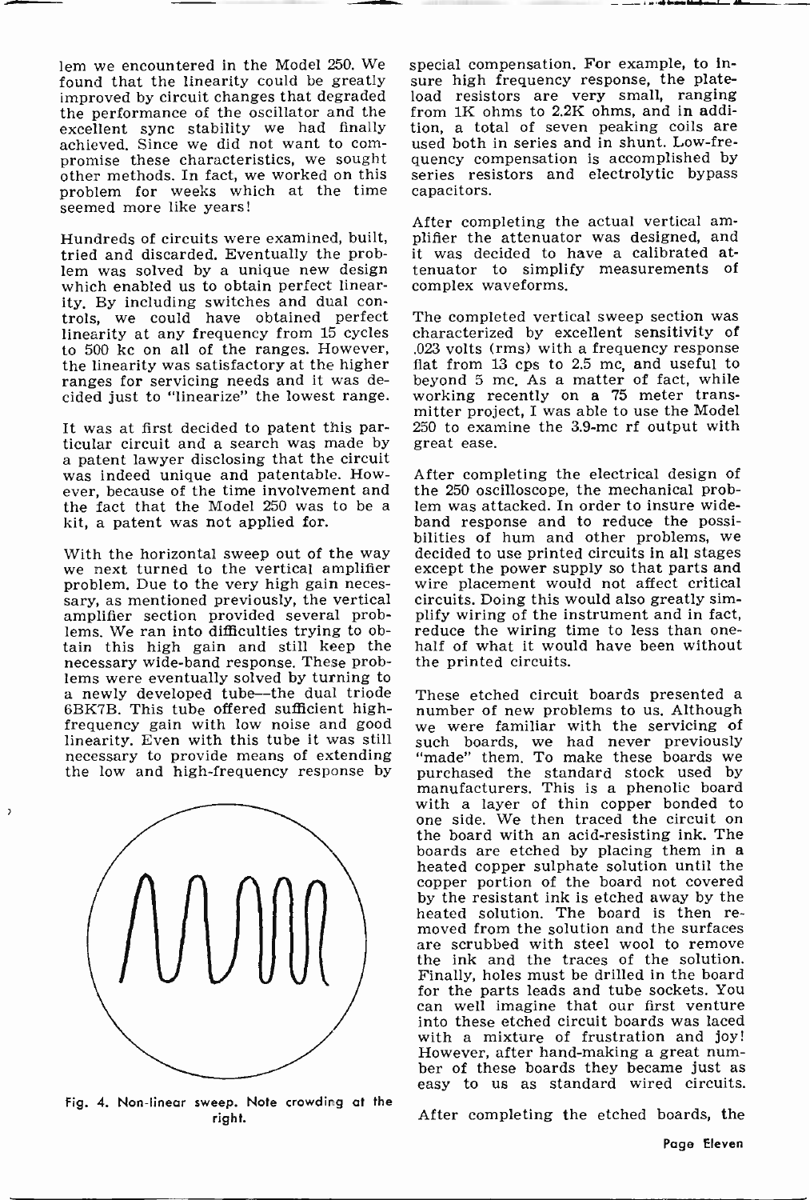lem we encountered in the Model 250. We found that the linearity could be greatly improved by circuit changes that degraded the performance of the oscillator and the excellent sync stability we had finally achieved. Since we did not want to compromise these characteristics, we sought other methods. In fact, we worked on this problem for weeks which at the time seemed more like years!

Hundreds of circuits were examined, built, tried and discarded. Eventually the problem was solved by a unique new design which enabled us to obtain perfect linearity. By including switches and dual controls, we could have obtained perfect linearity at any frequency from 15 cycles to 500 kc on all of the ranges. However, the linearity was satisfactory at the higher ranges for servicing needs and it was decided just to "linearize" the lowest range.

It was at first decided to patent this particular circuit and a search was made by a patent lawyer disclosing that the circuit was indeed unique and patentable. However, because of the time involvement and the fact that the Model 250 was to be a kit, a patent was not applied for.

With the horizontal sweep out of the way we next turned to the vertical amplifier problem. Due to the very high gain necessary, as mentioned previously, the vertical amplifier section provided several problems. We ran into difficulties trying to obtain this high gain and still keep the necessary wide-band response. These problems were eventually solved by turning to a newly developed tube—the dual triode 6BK7B. This tube offered sufficient high-frequency gain with low noise and good linearity. Even with this tube it was still necessary to provide means of extending the low and high-frequency response by special compensation. For example, to insure high frequency response, the plate-load resistors are very small, ranging from 1K ohms to 2.2K ohms, and in addition, a total of seven peaking coils are used both in series and in shunt. Low-frequency compensation is accomplished by series resistors and electrolytic bypass capacitors.

Fig. 4. Non-linear sweep. Note crowding at the right.

After completing the actual vertical amplifier the attenuator was designed, and it was decided to have a calibrated attenuator to simplify measurements of complex waveforms.

The completed vertical sweep section was characterized by excellent sensitivity of .023 volts (rms) with a frequency response flat from 13 cps to 2.5 mc, and useful to beyond 5 mc. As a matter of fact, while working recently on a 75 meter transmitter project, I was able to use the Model 250 to examine the 3.9-mc rf output with great ease.

After completing the electrical design of the 250 oscilloscope, the mechanical problem was attacked. In order to insure wide-band response and to reduce the possibilities of hum and other problems, we decided to use printed circuits in all stages except the power supply so that parts and wire placement would not affect critical circuits. Doing this would also greatly simplify wiring of the instrument and in fact, reduce the wiring time to less than one-half of what it would have been without the printed circuits.

These etched circuit boards presented a number of new problems to us. Although we were familiar with the servicing of such boards, we had never previously "made" them. To make these boards we purchased the standard stock used by manufacturers. This is a phenolic board with a layer of thin copper bonded to one side. We then traced the circuit on the board with an acid-resisting ink. The boards are etched by placing them in a heated copper sulphate solution until the copper portion of the board not covered by the resistant ink is etched away by the heated solution. The board is then removed from the solution and the surfaces are scrubbed with steel wool to remove the ink and the traces of the solution. Finally, holes must be drilled in the board for the parts leads and tube sockets. You can well imagine that our first venture into these etched circuit boards was laced with a mixture of frustration and joy! However, after hand-making a great number of these boards they became just as easy to us as standard wired circuits.

After completing the etched boards, the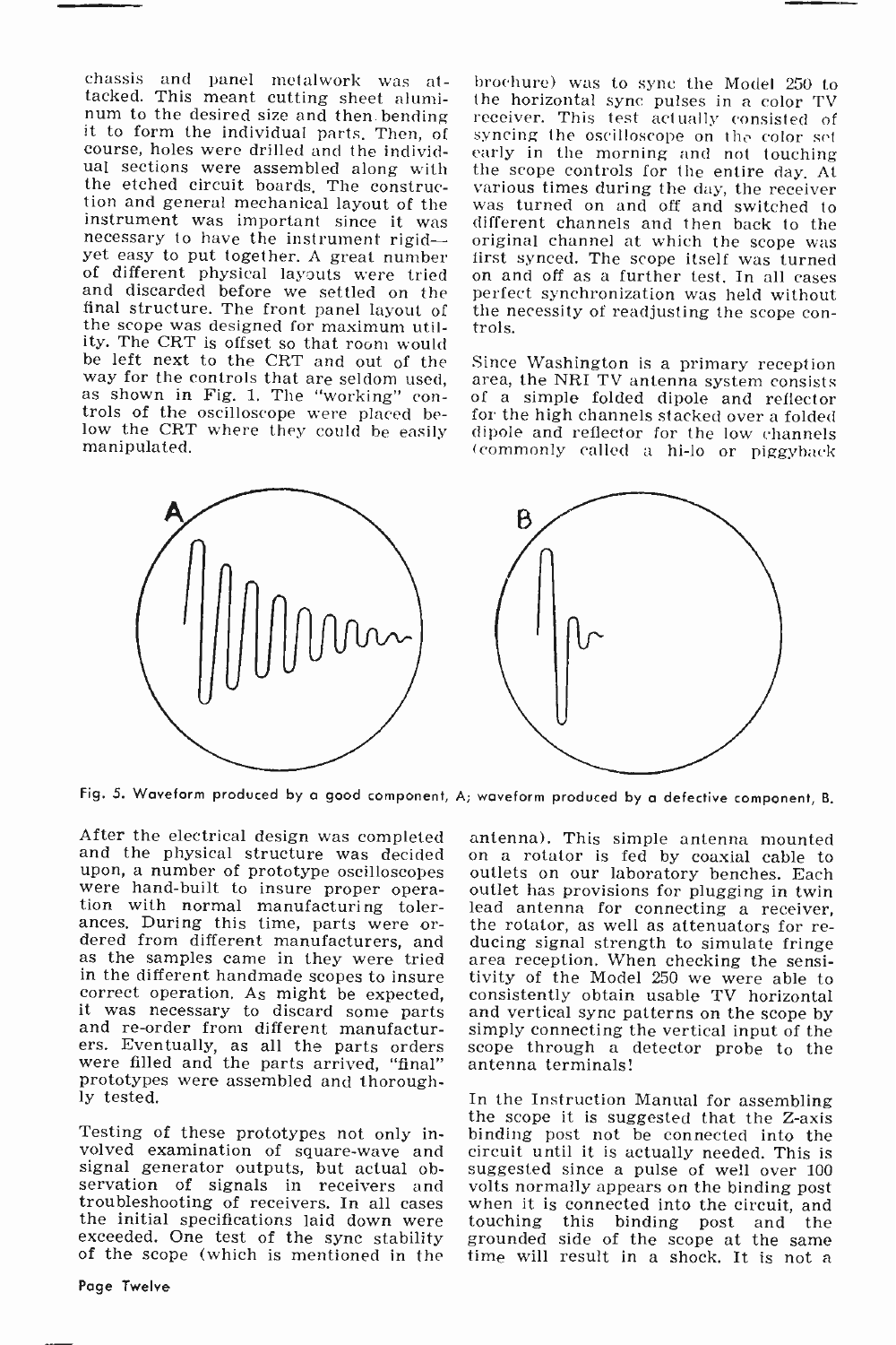chassis and panel metalwork was attacked. This meant cutting sheet aluminum to the desired size and then bending it to form the individual parts. Then, of course, holes were drilled and the individual sections were assembled along with the etched circuit boards. The construction and general mechanical layout of the instrument was important since it was necessary to have the instrument rigid—yet easy to put together. A great number of different physical layouts were tried and discarded before we settled on the final structure. The front panel layout of the scope was designed for maximum utility. The CRT is offset so that room would be left next to the CRT and out of the way for the controls that are seldom used, as shown in Fig. 1. The "working" controls of the oscilloscope were placed below the CRT where they could be easily manipulated.

brochure) was to sync the Model 250 to the horizontal sync pulses in a color TV receiver. This test actually consisted of syncing the oscilloscope on the color set early in the morning and not touching the scope controls for the entire day. At various times during the day, the receiver was turned on and off and switched to different channels and then back to the original channel at which the scope was first synced. The scope itself was turned on and off as a further test. In all cases perfect synchronization was held without the necessity of readjusting the scope controls.

Since Washington is a primary reception area, the NRI TV antenna system consists of a simple folded dipole and reflector for the high channels stacked over a folded dipole and reflector for the low channels (commonly called a hi-lo or piggyback

Fig. 5. Waveform produced by a good component, A; waveform produced by a defective component, B.

After the electrical design was completed and the physical structure was decided upon, a number of prototype oscilloscopes were hand-built to insure proper operation with normal manufacturing tolerances. During this time, parts were ordered from different manufacturers, and as the samples came in they were tried in the different handmade scopes to insure correct operation. As might be expected, it was necessary to discard some parts and re-order from different manufacturers. Eventually, as all the parts orders were filled and the parts arrived, "final" prototypes were assembled and thoroughly tested.

Testing of these prototypes not only involved examination of square-wave and signal generator outputs, but actual observation of signals in receivers and troubleshooting of receivers. In all cases the initial specifications laid down were exceeded. One test of the sync stability of the scope (which is mentioned in the

antenna). This simple antenna mounted on a rotator is fed by coaxial cable to outlets on our laboratory benches. Each outlet has provisions for plugging in twin lead antenna for connecting a receiver, the rotator, as well as attenuators for reducing signal strength to simulate fringe area reception. When checking the sensitivity of the Model 250 we were able to consistently obtain usable TV horizontal and vertical sync patterns on the scope by simply connecting the vertical input of the scope through a detector probe to the antenna terminals!

In the Instruction Manual for assembling the scope it is suggested that the Z-axis binding post not be connected into the circuit until it is actually needed. This is suggested since a pulse of well over 100 volts normally appears on the binding post when it is connected into the circuit, and touching this binding post and the grounded side of the scope at the same time will result in a shock. It is not a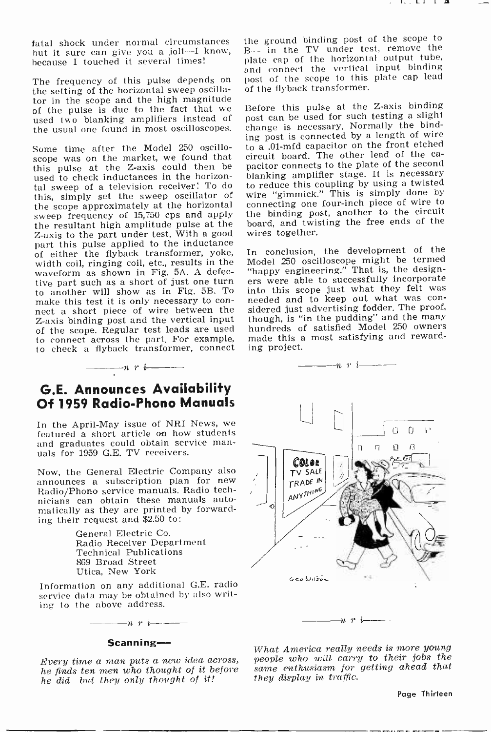fatal shock under normal circumstances but it sure can give you a jolt—I know, because I touched it several times!

The frequency of this pulse depends on the setting of the horizontal sweep oscillator in the scope and the high magnitude of the pulse is due to the fact that we used two blanking amplifiers instead of the usual one found in most oscilloscopes.

Some time after the Model 250 oscilloscope was on the market, we found that this pulse at the Z-axis could then be used to check inductances in the horizontal sweep of a television receiver! To do this, simply set the sweep oscillator of the scope approximately at the horizontal sweep frequency of 15,750 cps and apply the resultant high amplitude pulse at the Z-axis to the part under test. With a good part this pulse applied to the inductance of either the flyback transformer, yoke, width coil, ringing coil, etc., results in the waveform as shown in Fig. 5A. A defective part such as a short of just one turn to another will show as in Fig. 5B. To make this test it is only necessary to connect a short piece of wire between the Z-axis binding post and the vertical input of the scope. Regular test leads are used to connect across the part. For example, to check a flyback transformer, connect the ground binding post of the scope to B— in the TV under test, remove the plate cap of the horizontal output tube, and connect the vertical input binding post of the scope to this plate cap lead of the flyback transformer.

Before this pulse at the Z-axis binding post can be used for such testing a slight change is necessary. Normally the binding post is connected by a length of wire to a .01-mfd capacitor on the front etched circuit board. The other lead of the capacitor connects to the plate of the second blanking amplifier stage. It is necessary to reduce this coupling by using a twisted wire "gimmick." This is simply done by connecting one four-inch piece of wire to the binding post, another to the circuit board, and twisting the free ends of the wires together.

In conclusion, the development of the Model 250 oscilloscope might be termed "happy engineering." That is, the designers were able to successfully incorporate into this scope just what they felt was needed and to keep out what was considered just advertising fodder. The proof, though, is "in the pudding" and the many hundreds of satisfied Model 250 owners made this a most satisfying and rewarding project.

———n r i———

## G.E. Announces Availability Of 1959 Radio-Phono Manuals

In the April-May issue of NRI News, we featured a short article on how students and graduates could obtain service manuals for 1959 G.E. TV receivers.

Now, the General Electric Company also announces a subscription plan for new Radio/Phono service manuals. Radio technicians can obtain these manuals automatically as they are printed by forwarding their request and $2.50 to:

General Electric Co.
Radio Receiver Department
Technical Publications
869 Broad Street
Utica, New York

Information on any additional G.E. radio service data may be obtained by also writing to the above address.

———n r i———

### Scanning—

*Every time a man puts a new idea across, he finds ten men who thought of it before he did—but they only thought of it!*

———n r i———

*What America really needs is more young people who will carry to their jobs the same enthusiasm for getting ahead that they display in traffic.*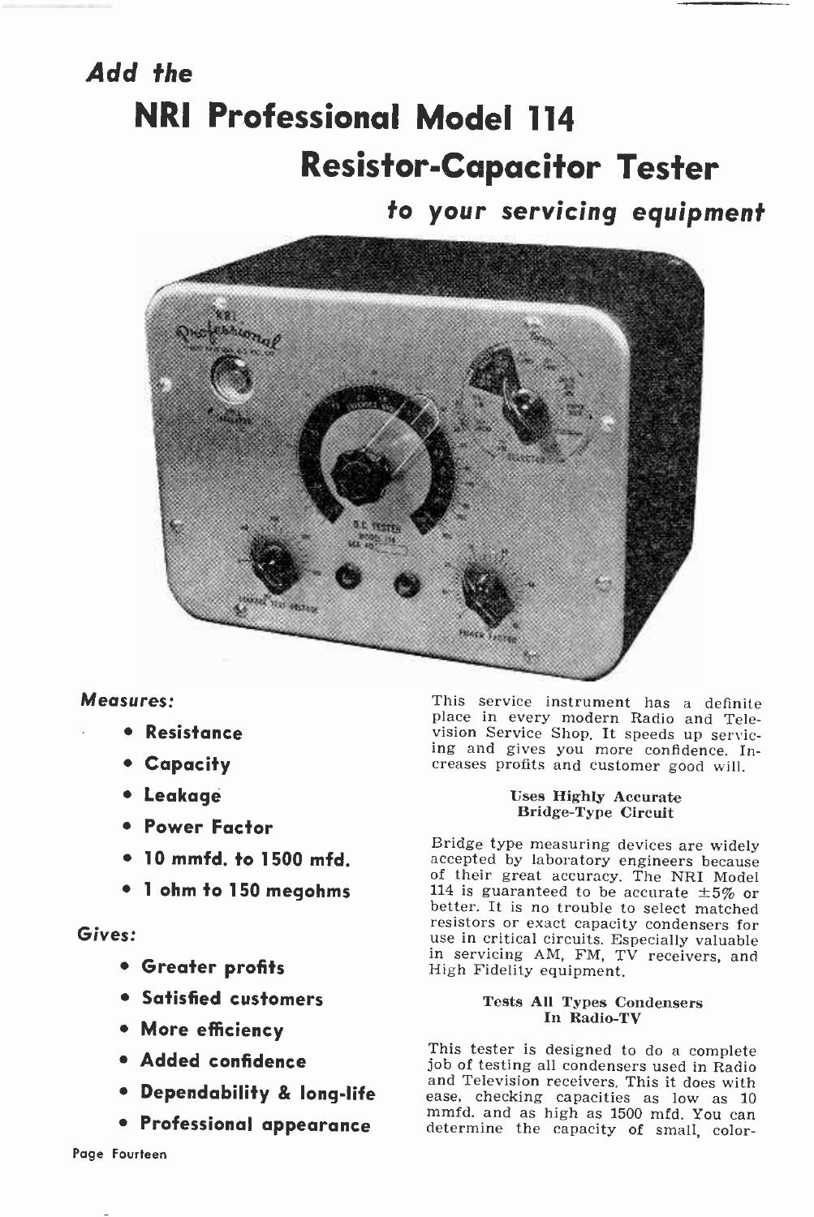*Add the*

# NRI Professional Model 114

# Resistor-Capacitor Tester

*to your servicing equipment*

***Measures:***

- **Resistance**
- **Capacity**
- **Leakage**
- **Power Factor**
- **10 mmfd. to 1500 mfd.**
- **1 ohm to 150 megohms**

***Gives:***

- **Greater profits**
- **Satisfied customers**
- **More efficiency**
- **Added confidence**
- **Dependability & long-life**
- **Professional appearance**

This service instrument has a definite place in every modern Radio and Television Service Shop. It speeds up servicing and gives you more confidence. Increases profits and customer good will.

### Uses Highly Accurate Bridge-Type Circuit

Bridge type measuring devices are widely accepted by laboratory engineers because of their great accuracy. The NRI Model 114 is guaranteed to be accurate ±5% or better. It is no trouble to select matched resistors or exact capacity condensers for use in critical circuits. Especially valuable in servicing AM, FM, TV receivers, and High Fidelity equipment.

### Tests All Types Condensers In Radio-TV

This tester is designed to do a complete job of testing all condensers used in Radio and Television receivers. This it does with ease, checking capacities as low as 10 mmfd. and as high as 1500 mfd. You can determine the capacity of small, color-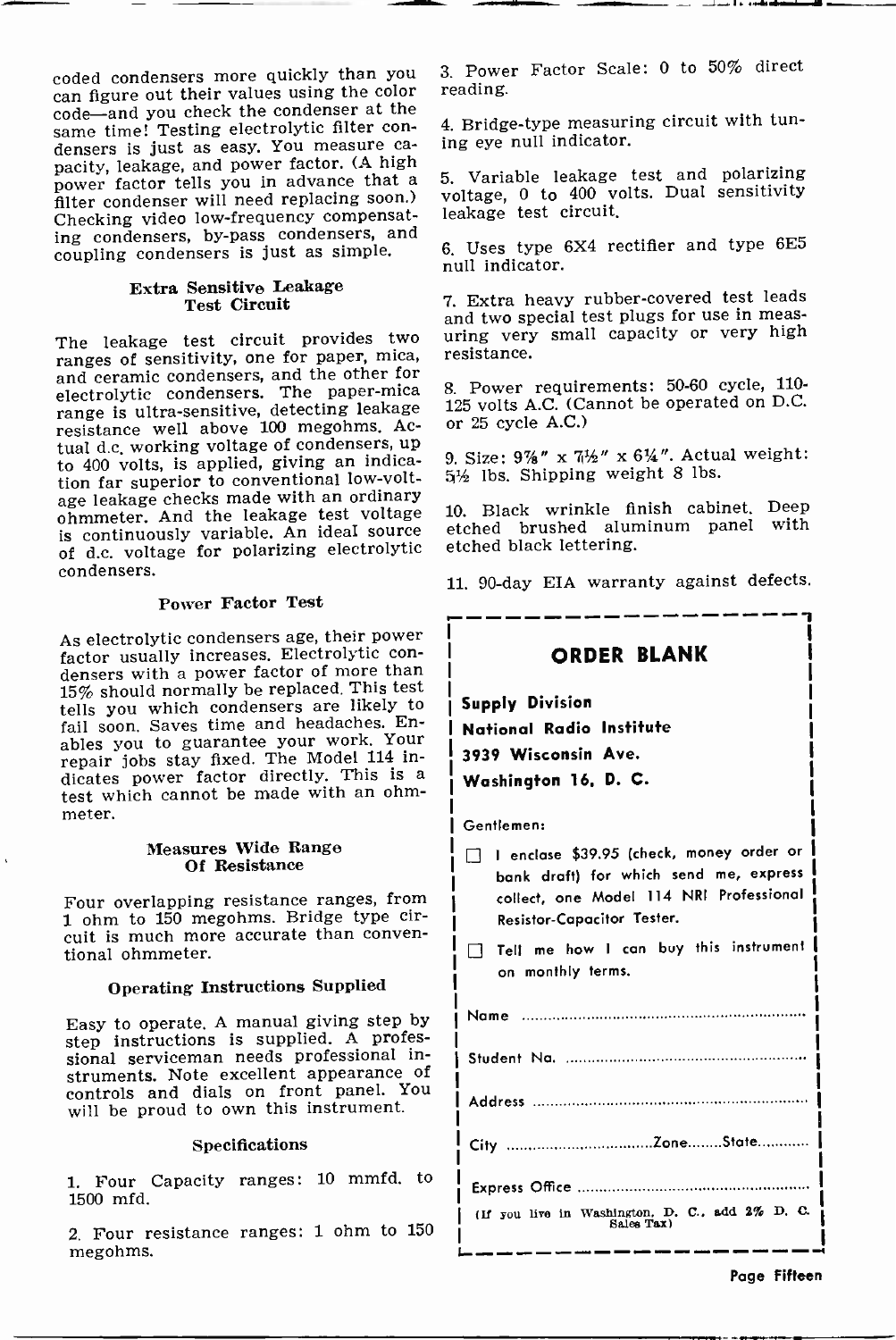coded condensers more quickly than you can figure out their values using the color code—and you check the condenser at the same time! Testing electrolytic filter condensers is just as easy. You measure capacity, leakage, and power factor. (A high power factor tells you in advance that a filter condenser will need replacing soon.) Checking video low-frequency compensating condensers, by-pass condensers, and coupling condensers is just as simple.

### Extra Sensitive Leakage Test Circuit

The leakage test circuit provides two ranges of sensitivity, one for paper, mica, and ceramic condensers, and the other for electrolytic condensers. The paper-mica range is ultra-sensitive, detecting leakage resistance well above 100 megohms. Actual d.c. working voltage of condensers, up to 400 volts, is applied, giving an indication far superior to conventional low-voltage leakage checks made with an ordinary ohmmeter. And the leakage test voltage is continuously variable. An ideal source of d.c. voltage for polarizing electrolytic condensers.

### Power Factor Test

As electrolytic condensers age, their power factor usually increases. Electrolytic condensers with a power factor of more than 15% should normally be replaced. This test tells you which condensers are likely to fail soon. Saves time and headaches. Enables you to guarantee your work. Your repair jobs stay fixed. The Model 114 indicates power factor directly. This is a test which cannot be made with an ohmmeter.

### Measures Wide Range Of Resistance

Four overlapping resistance ranges, from 1 ohm to 150 megohms. Bridge type circuit is much more accurate than conventional ohmmeter.

### Operating Instructions Supplied

Easy to operate. A manual giving step by step instructions is supplied. A professional serviceman needs professional instruments. Note excellent appearance of controls and dials on front panel. You will be proud to own this instrument.

### Specifications

1. Four Capacity ranges: 10 mmfd. to 1500 mfd.
2. Four resistance ranges: 1 ohm to 150 megohms.
3. Power Factor Scale: 0 to 50% direct reading.
4. Bridge-type measuring circuit with tuning eye null indicator.
5. Variable leakage test and polarizing voltage, 0 to 400 volts. Dual sensitivity leakage test circuit.
6. Uses type 6X4 rectifier and type 6E5 null indicator.
7. Extra heavy rubber-covered test leads and two special test plugs for use in measuring very small capacity or very high resistance.
8. Power requirements: 50-60 cycle, 110-125 volts A.C. (Cannot be operated on D.C. or 25 cycle A.C.)
9. Size: 9⅞" x 7½" x 6¼". Actual weight: 5½ lbs. Shipping weight 8 lbs.
10. Black wrinkle finish cabinet. Deep etched brushed aluminum panel with etched black lettering.
11. 90-day EIA warranty against defects.

---

## ORDER BLANK

**Supply Division**
**National Radio Institute**
**3939 Wisconsin Ave.**
**Washington 16, D. C.**

Gentlemen:

☐ I enclose $39.95 (check, money order or bank draft) for which send me, express collect, one Model 114 NRI Professional Resistor-Capacitor Tester.

☐ Tell me how I can buy this instrument on monthly terms.

Name ..............................................................

Student No. ..............................................................

Address ..............................................................

City ..............................Zone........State............

Express Office ..............................................................

(If you live in Washington, D. C., add 2% D. C. Sales Tax)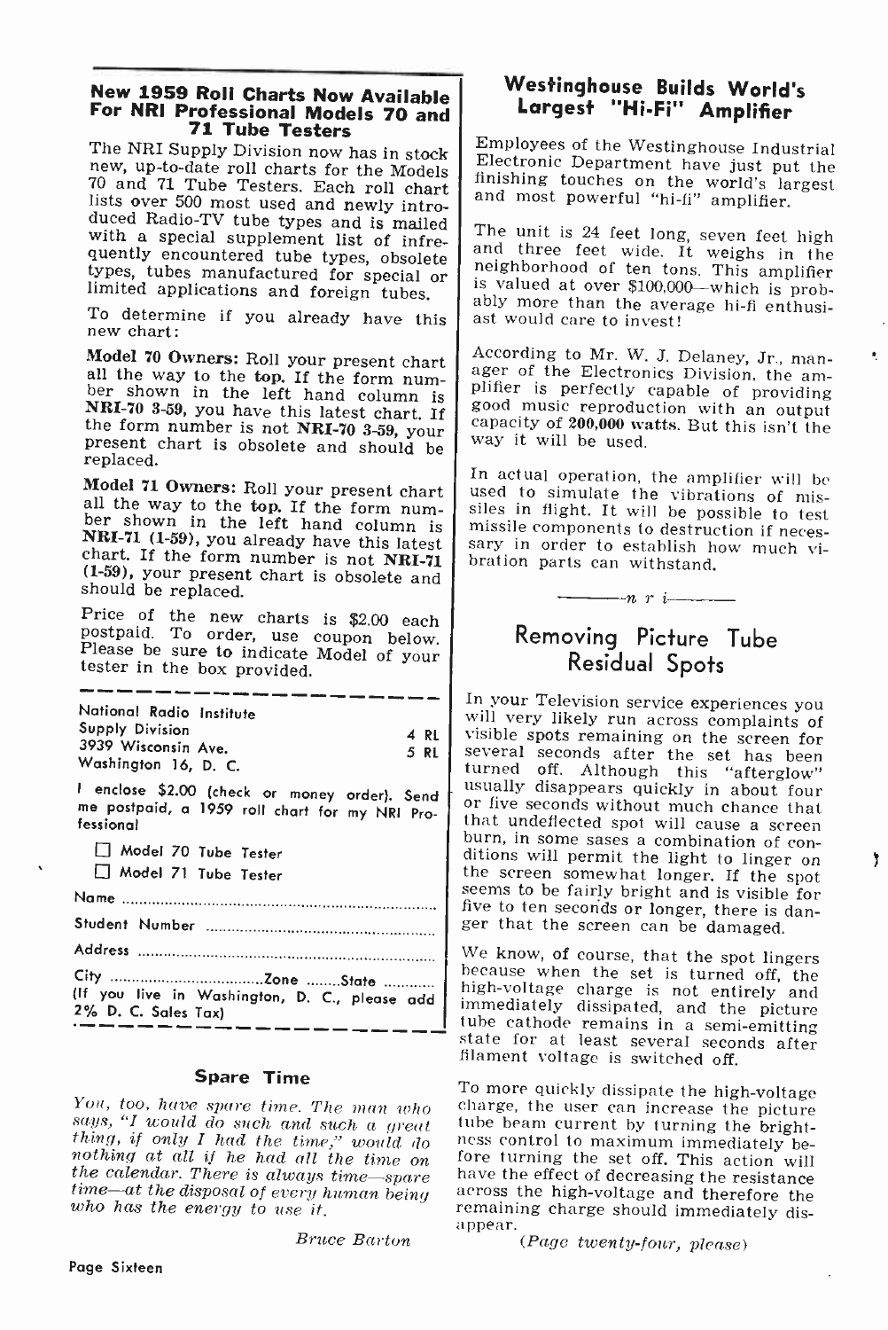## New 1959 Roll Charts Now Available For NRI Professional Models 70 and 71 Tube Testers

The NRI Supply Division now has in stock new, up-to-date roll charts for the Models 70 and 71 Tube Testers. Each roll chart lists over 500 most used and newly introduced Radio-TV tube types and is mailed with a special supplement list of infrequently encountered tube types, obsolete types, tubes manufactured for special or limited applications and foreign tubes.

To determine if you already have this new chart:

**Model 70 Owners:** Roll your present chart all the way to the **top.** If the form number shown in the left hand column is **NRI-70 3-59**, you have this latest chart. If the form number is not **NRI-70 3-59**, your present chart is obsolete and should be replaced.

**Model 71 Owners:** Roll your present chart all the way to the **top.** If the form number shown in the left hand column is **NRI-71 (1-59)**, you already have this latest chart. If the form number is not **NRI-71 (1-59)**, your present chart is obsolete and should be replaced.

Price of the new charts is $2.00 each postpaid. To order, use coupon below. Please be sure to indicate Model of your tester in the box provided.

---

National Radio Institute
Supply Division
3939 Wisconsin Ave.
Washington 16, D. C.

4 RL
5 RL

I enclose $2.00 (check or money order). Send me postpaid, a 1959 roll chart for my NRI Professional

☐ Model 70 Tube Tester

☐ Model 71 Tube Tester

Name ..........................................

Student Number ..........................................

Address ..........................................

City .................................Zone ........State ...........

(If you live in Washington, D. C., please add 2% D. C. Sales Tax)

---

### Spare Time

*You, too, have spare time. The man who says, "I would do such and such a great thing, if only I had the time," would do nothing at all if he had all the time on the calendar. There is always time—spare time—at the disposal of every human being who has the energy to use it.*

*Bruce Barton*

## Westinghouse Builds World's Largest "Hi-Fi" Amplifier

Employees of the Westinghouse Industrial Electronic Department have just put the finishing touches on the world's largest and most powerful "hi-fi" amplifier.

The unit is 24 feet long, seven feet high and three feet wide. It weighs in the neighborhood of ten tons. This amplifier is valued at over $100,000—which is probably more than the average hi-fi enthusiast would care to invest!

According to Mr. W. J. Delaney, Jr., manager of the Electronics Division, the amplifier is perfectly capable of providing good music reproduction with an output capacity of **200,000 watts.** But this isn't the way it will be used.

In actual operation, the amplifier will be used to simulate the vibrations of missiles in flight. It will be possible to test missile components to destruction if necessary in order to establish how much vibration parts can withstand.

———*n r i*———

## Removing Picture Tube Residual Spots

In your Television service experiences you will very likely run across complaints of visible spots remaining on the screen for several seconds after the set has been turned off. Although this "afterglow" usually disappears quickly in about four or five seconds without much chance that that undeflected spot will cause a screen burn, in some sases a combination of conditions will permit the light to linger on the screen somewhat longer. If the spot seems to be fairly bright and is visible for five to ten seconds or longer, there is danger that the screen can be damaged.

We know, of course, that the spot lingers because when the set is turned off, the high-voltage charge is not entirely and immediately dissipated, and the picture tube cathode remains in a semi-emitting state for at least several seconds after filament voltage is switched off.

To more quickly dissipate the high-voltage charge, the user can increase the picture tube beam current by turning the brightness control to maximum immediately before turning the set off. This action will have the effect of decreasing the resistance across the high-voltage and therefore the remaining charge should immediately disappear.

*(Page twenty-four, please)*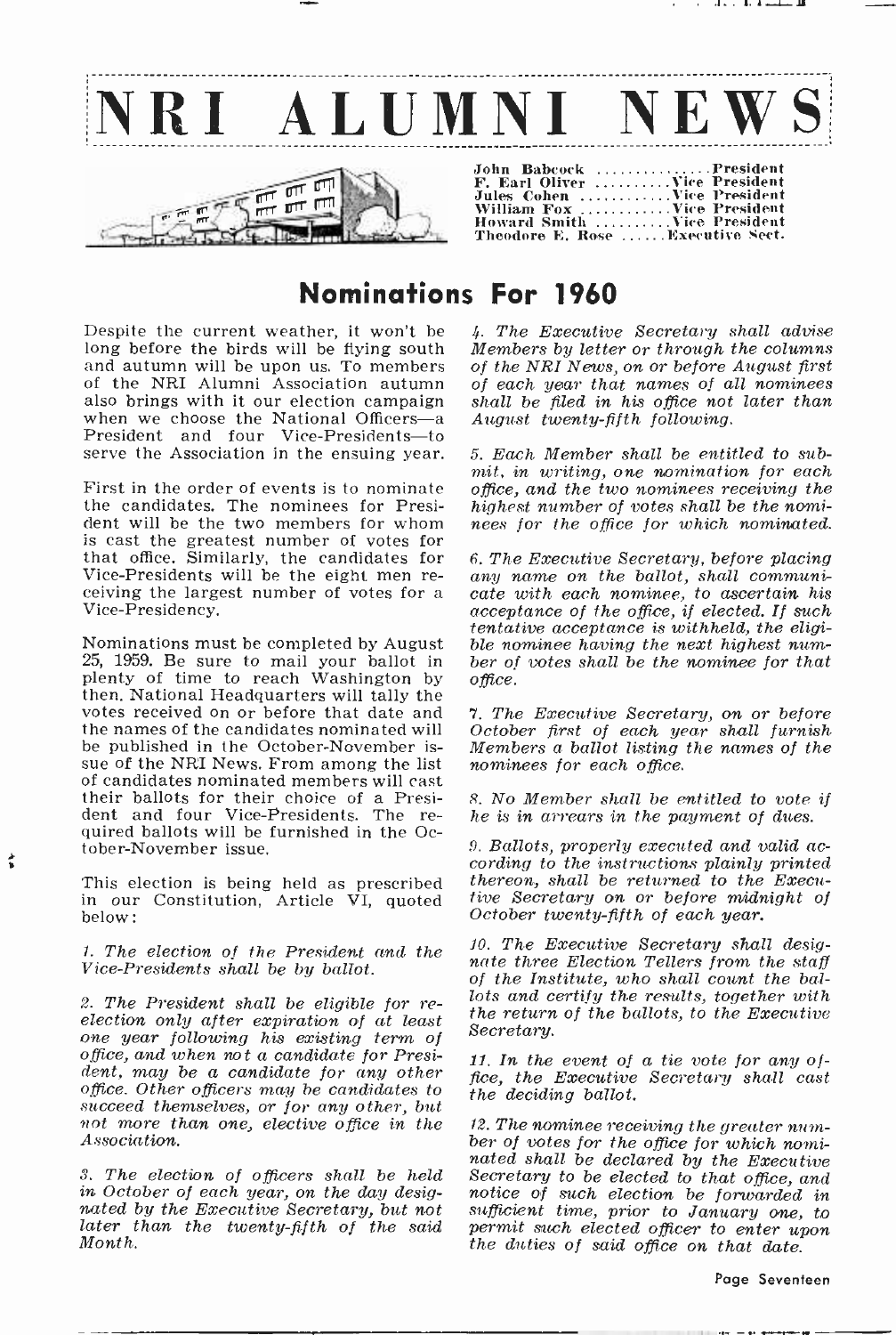# NRI ALUMNI NEWS

John Babcock .............. President
F. Earl Oliver .......... Vice President
Jules Cohen ........... Vice President
William Fox ........... Vice President
Howard Smith ......... Vice President
Theodore E. Rose ...... Executive Sect.

## Nominations For 1960

Despite the current weather, it won't be long before the birds will be flying south and autumn will be upon us. To members of the NRI Alumni Association autumn also brings with it our election campaign when we choose the National Officers—a President and four Vice-Presidents—to serve the Association in the ensuing year.

First in the order of events is to nominate the candidates. The nominees for President will be the two members for whom is cast the greatest number of votes for that office. Similarly, the candidates for Vice-Presidents will be the eight men receiving the largest number of votes for a Vice-Presidency.

Nominations must be completed by August 25, 1959. Be sure to mail your ballot in plenty of time to reach Washington by then. National Headquarters will tally the votes received on or before that date and the names of the candidates nominated will be published in the October-November issue of the NRI News. From among the list of candidates nominated members will cast their ballots for their choice of a President and four Vice-Presidents. The required ballots will be furnished in the October-November issue.

This election is being held as prescribed in our Constitution, Article VI, quoted below:

*1. The election of the President and the Vice-Presidents shall be by ballot.*

*2. The President shall be eligible for re-election only after expiration of at least one year following his existing term of office, and when not a candidate for President, may be a candidate for any other office. Other officers may be candidates to succeed themselves, or for any other, but not more than one, elective office in the Association.*

*3. The election of officers shall be held in October of each year, on the day designated by the Executive Secretary, but not later than the twenty-fifth of the said Month.*

*4. The Executive Secretary shall advise Members by letter or through the columns of the NRI News, on or before August first of each year that names of all nominees shall be filed in his office not later than August twenty-fifth following.*

*5. Each Member shall be entitled to submit, in writing, one nomination for each office, and the two nominees receiving the highest number of votes shall be the nominees for the office for which nominated.*

*6. The Executive Secretary, before placing any name on the ballot, shall communicate with each nominee, to ascertain his acceptance of the office, if elected. If such tentative acceptance is withheld, the eligible nominee having the next highest number of votes shall be the nominee for that office.*

*7. The Executive Secretary, on or before October first of each year shall furnish Members a ballot listing the names of the nominees for each office.*

*8. No Member shall be entitled to vote if he is in arrears in the payment of dues.*

*9. Ballots, properly executed and valid according to the instructions plainly printed thereon, shall be returned to the Executive Secretary on or before midnight of October twenty-fifth of each year.*

*10. The Executive Secretary shall designate three Election Tellers from the staff of the Institute, who shall count the ballots and certify the results, together with the return of the ballots, to the Executive Secretary.*

*11. In the event of a tie vote for any office, the Executive Secretary shall cast the deciding ballot.*

*12. The nominee receiving the greater number of votes for the office for which nominated shall be declared by the Executive Secretary to be elected to that office, and notice of such election be forwarded in sufficient time, prior to January one, to permit such elected officer to enter upon the duties of said office on that date.*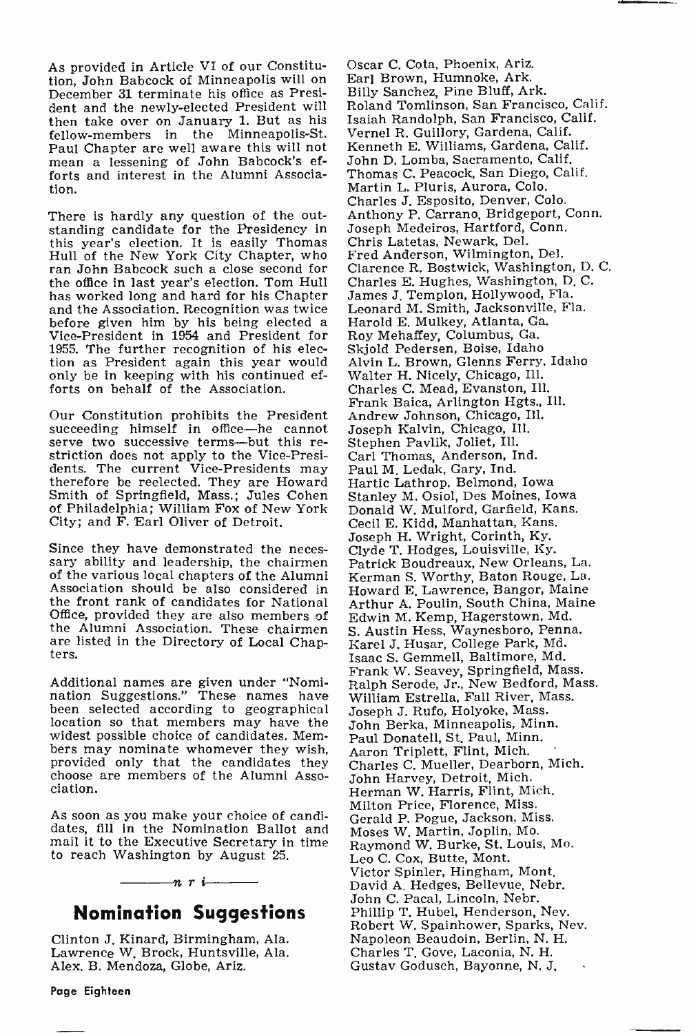As provided in Article VI of our Constitution, John Babcock of Minneapolis will on December 31 terminate his office as President and the newly-elected President will then take over on January 1. But as his fellow-members in the Minneapolis-St. Paul Chapter are well aware this will not mean a lessening of John Babcock's efforts and interest in the Alumni Association.

There is hardly any question of the outstanding candidate for the Presidency in this year's election. It is easily Thomas Hull of the New York City Chapter, who ran John Babcock such a close second for the office in last year's election. Tom Hull has worked long and hard for his Chapter and the Association. Recognition was twice before given him by his being elected a Vice-President in 1954 and President for 1955. The further recognition of his election as President again this year would only be in keeping with his continued efforts on behalf of the Association.

Our Constitution prohibits the President succeeding himself in office—he cannot serve two successive terms—but this restriction does not apply to the Vice-Presidents. The current Vice-Presidents may therefore be reelected. They are Howard Smith of Springfield, Mass.; Jules Cohen of Philadelphia; William Fox of New York City; and F. Earl Oliver of Detroit.

Since they have demonstrated the necessary ability and leadership, the chairmen of the various local chapters of the Alumni Association should be also considered in the front rank of candidates for National Office, provided they are also members of the Alumni Association. These chairmen are listed in the Directory of Local Chapters.

Additional names are given under "Nomination Suggestions." These names have been selected according to geographical location so that members may have the widest possible choice of candidates. Members may nominate whomever they wish, provided only that the candidates they choose are members of the Alumni Association.

As soon as you make your choice of candidates, fill in the Nomination Ballot and mail it to the Executive Secretary in time to reach Washington by August 25.

—— n r i ——

## Nomination Suggestions

Clinton J. Kinard, Birmingham, Ala.
Lawrence W. Brock, Huntsville, Ala.
Alex. B. Mendoza, Globe, Ariz.
Oscar C. Cota, Phoenix, Ariz.
Earl Brown, Humnoke, Ark.
Billy Sanchez, Pine Bluff, Ark.
Roland Tomlinson, San Francisco, Calif.
Isaiah Randolph, San Francisco, Calif.
Vernel R. Guillory, Gardena, Calif.
Kenneth E. Williams, Gardena, Calif.
John D. Lomba, Sacramento, Calif.
Thomas C. Peacock, San Diego, Calif.
Martin L. Pluris, Aurora, Colo.
Charles J. Esposito, Denver, Colo.
Anthony P. Carrano, Bridgeport, Conn.
Joseph Medeiros, Hartford, Conn.
Chris Latetas, Newark, Del.
Fred Anderson, Wilmington, Del.
Clarence R. Bostwick, Washington, D. C.
Charles E. Hughes, Washington, D. C.
James J. Templon, Hollywood, Fla.
Leonard M. Smith, Jacksonville, Fla.
Harold E. Mulkey, Atlanta, Ga.
Roy Mehaffey, Columbus, Ga.
Skjold Pedersen, Boise, Idaho
Alvin L. Brown, Glenns Ferry, Idaho
Walter H. Nicely, Chicago, Ill.
Charles C. Mead, Evanston, Ill.
Frank Baica, Arlington Hgts., Ill.
Andrew Johnson, Chicago, Ill.
Joseph Kalvin, Chicago, Ill.
Stephen Pavlik, Joliet, Ill.
Carl Thomas, Anderson, Ind.
Paul M. Ledak, Gary, Ind.
Hartic Lathrop, Belmond, Iowa
Stanley M. Osiol, Des Moines, Iowa
Donald W. Mulford, Garfield, Kans.
Cecil E. Kidd, Manhattan, Kans.
Joseph H. Wright, Corinth, Ky.
Clyde T. Hodges, Louisville, Ky.
Patrick Boudreaux, New Orleans, La.
Kerman S. Worthy, Baton Rouge, La.
Howard E. Lawrence, Bangor, Maine
Arthur A. Poulin, South China, Maine
Edwin M. Kemp, Hagerstown, Md.
S. Austin Hess, Waynesboro, Penna.
Karel J. Husar, College Park, Md.
Isaac S. Gemmell, Baltimore, Md.
Frank W. Seavey, Springfield, Mass.
Ralph Serode, Jr., New Bedford, Mass.
William Estrella, Fall River, Mass.
Joseph J. Rufo, Holyoke, Mass.
John Berka, Minneapolis, Minn.
Paul Donatell, St. Paul, Minn.
Aaron Triplett, Flint, Mich.
Charles C. Mueller, Dearborn, Mich.
John Harvey, Detroit, Mich.
Herman W. Harris, Flint, Mich.
Milton Price, Florence, Miss.
Gerald P. Pogue, Jackson, Miss.
Moses W. Martin, Joplin, Mo.
Raymond W. Burke, St. Louis, Mo.
Leo C. Cox, Butte, Mont.
Victor Spinler, Hingham, Mont.
David A. Hedges, Bellevue, Nebr.
John C. Pacal, Lincoln, Nebr.
Phillip T. Hubel, Henderson, Nev.
Robert W. Spainhower, Sparks, Nev.
Napoleon Beaudoin, Berlin, N. H.
Charles T. Gove, Laconia, N. H.
Gustav Godusch, Bayonne, N. J.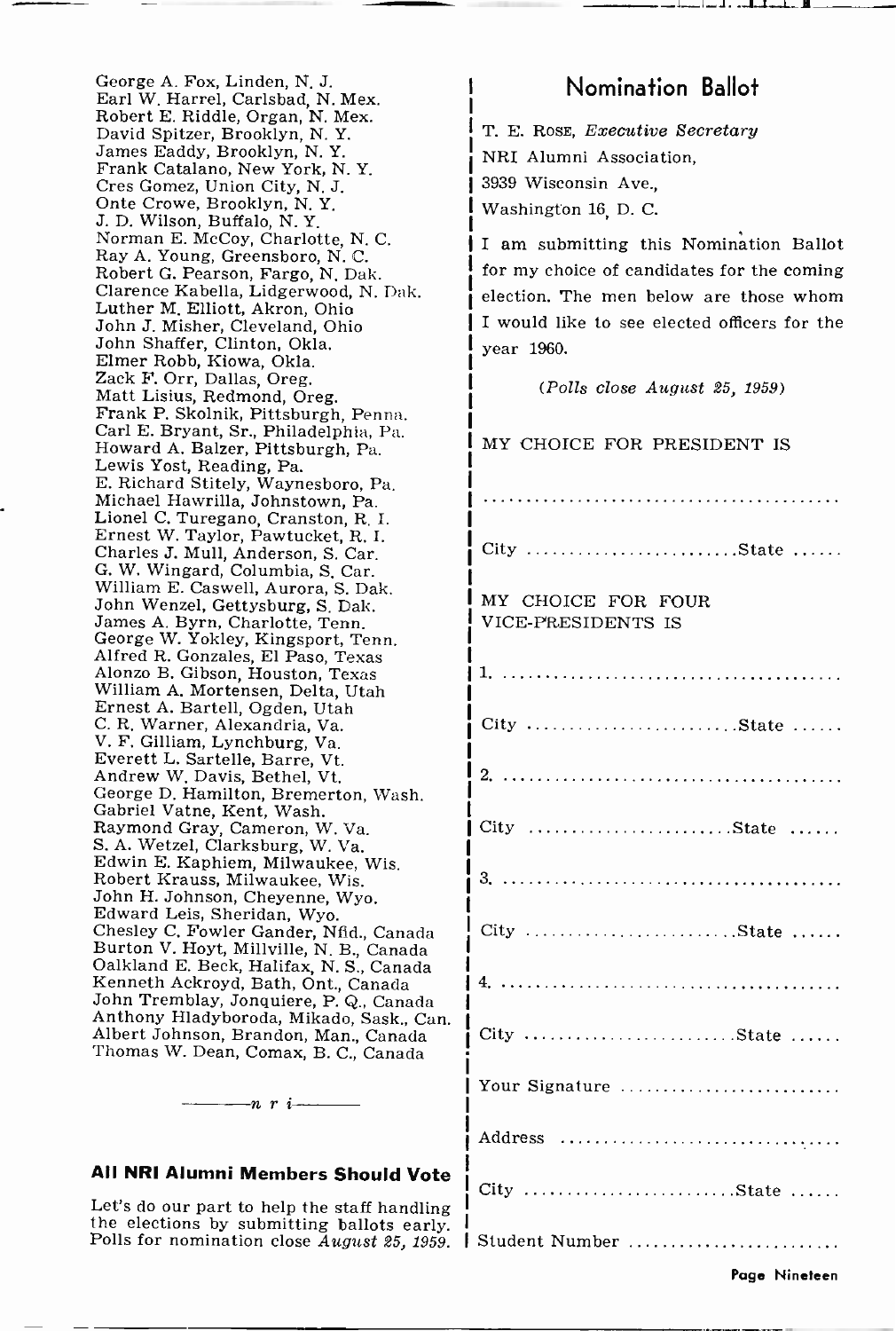George A. Fox, Linden, N. J.
Earl W. Harrel, Carlsbad, N. Mex.
Robert E. Riddle, Organ, N. Mex.
David Spitzer, Brooklyn, N. Y.
James Eaddy, Brooklyn, N. Y.
Frank Catalano, New York, N. Y.
Cres Gomez, Union City, N. J.
Onte Crowe, Brooklyn, N. Y.
J. D. Wilson, Buffalo, N. Y.
Norman E. McCoy, Charlotte, N. C.
Ray A. Young, Greensboro, N. C.
Robert G. Pearson, Fargo, N. Dak.
Clarence Kabella, Lidgerwood, N. Dak.
Luther M. Elliott, Akron, Ohio
John J. Misher, Cleveland, Ohio
John Shaffer, Clinton, Okla.
Elmer Robb, Kiowa, Okla.
Zack F. Orr, Dallas, Oreg.
Matt Lisius, Redmond, Oreg.
Frank P. Skolnik, Pittsburgh, Penna.
Carl E. Bryant, Sr., Philadelphia, Pa.
Howard A. Balzer, Pittsburgh, Pa.
Lewis Yost, Reading, Pa.
E. Richard Stitely, Waynesboro, Pa.
Michael Hawrilla, Johnstown, Pa.
Lionel C. Turegano, Cranston, R. I.
Ernest W. Taylor, Pawtucket, R. I.
Charles J. Mull, Anderson, S. Car.
G. W. Wingard, Columbia, S. Car.
William E. Caswell, Aurora, S. Dak.
John Wenzel, Gettysburg, S. Dak.
James A. Byrn, Charlotte, Tenn.
George W. Yokley, Kingsport, Tenn.
Alfred R. Gonzales, El Paso, Texas
Alonzo B. Gibson, Houston, Texas
William A. Mortensen, Delta, Utah
Ernest A. Bartell, Ogden, Utah
C. R. Warner, Alexandria, Va.
V. F. Gilliam, Lynchburg, Va.
Everett L. Sartelle, Barre, Vt.
Andrew W. Davis, Bethel, Vt.
George D. Hamilton, Bremerton, Wash.
Gabriel Vatne, Kent, Wash.
Raymond Gray, Cameron, W. Va.
S. A. Wetzel, Clarksburg, W. Va.
Edwin E. Kaphiem, Milwaukee, Wis.
Robert Krauss, Milwaukee, Wis.
John H. Johnson, Cheyenne, Wyo.
Edward Leis, Sheridan, Wyo.
Chesley C. Fowler Gander, Nfld., Canada
Burton V. Hoyt, Millville, N. B., Canada
Oalkland E. Beck, Halifax, N. S., Canada
Kenneth Ackroyd, Bath, Ont., Canada
John Tremblay, Jonquiere, P. Q., Canada
Anthony Hladyboroda, Mikado, Sask., Can.
Albert Johnson, Brandon, Man., Canada
Thomas W. Dean, Comax, B. C., Canada

———*n r i*———

### All NRI Alumni Members Should Vote

Let's do our part to help the staff handling the elections by submitting ballots early. Polls for nomination close *August 25, 1959*.

## Nomination Ballot

T. E. Rose, *Executive Secretary*
NRI Alumni Association,
3939 Wisconsin Ave.,
Washington 16, D. C.

I am submitting this Nomination Ballot for my choice of candidates for the coming election. The men below are those whom I would like to see elected officers for the year 1960.

*(Polls close August 25, 1959)*

MY CHOICE FOR PRESIDENT IS

..........................................

City ........................ State ......

MY CHOICE FOR FOUR VICE-PRESIDENTS IS

1. ..........................................

City ........................ State ......

2. ..........................................

City ........................ State ......

3. ..........................................

City ........................ State ......

4. ..........................................

City ........................ State ......

Your Signature ..........................

Address ..................................

City ........................ State ......

Student Number ........................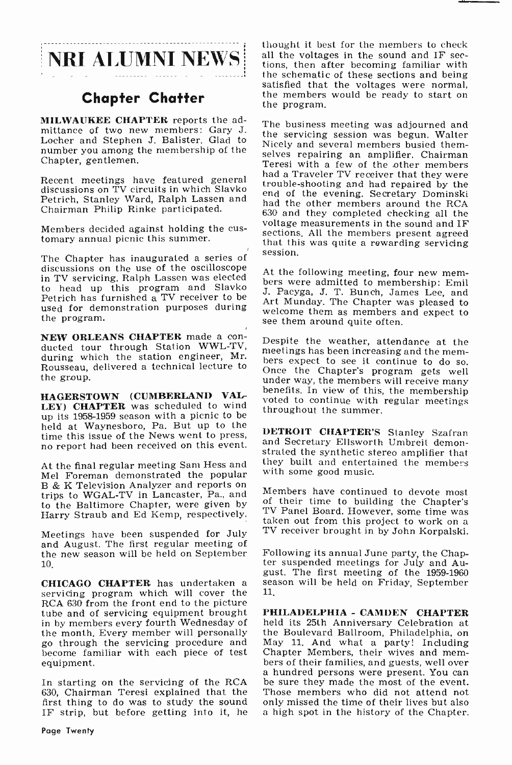# NRI ALUMNI NEWS

## Chapter Chatter

**MILWAUKEE CHAPTER** reports the admittance of two new members: Gary J. Locher and Stephen J. Balister. Glad to number you among the membership of the Chapter, gentlemen.

Recent meetings have featured general discussions on TV circuits in which Slavko Petrich, Stanley Ward, Ralph Lassen and Chairman Philip Rinke participated.

Members decided against holding the customary annual picnic this summer.

The Chapter has inaugurated a series of discussions on the use of the oscilloscope in TV servicing. Ralph Lassen was elected to head up this program and Slavko Petrich has furnished a TV receiver to be used for demonstration purposes during the program.

**NEW ORLEANS CHAPTER** made a conducted tour through Station WWL-TV, during which the station engineer, Mr. Rousseau, delivered a technical lecture to the group.

**HAGERSTOWN (CUMBERLAND VALLEY) CHAPTER** was scheduled to wind up its 1958-1959 season with a picnic to be held at Waynesboro, Pa. But up to the time this issue of the News went to press, no report had been received on this event.

At the final regular meeting Sam Hess and Mel Foreman demonstrated the popular B & K Television Analyzer and reports on trips to WGAL-TV in Lancaster, Pa., and to the Baltimore Chapter, were given by Harry Straub and Ed Kemp, respectively.

Meetings have been suspended for July and August. The first regular meeting of the new season will be held on September 10.

**CHICAGO CHAPTER** has undertaken a servicing program which will cover the RCA 630 from the front end to the picture tube and of servicing equipment brought in by members every fourth Wednesday of the month. Every member will personally go through the servicing procedure and become familiar with each piece of test equipment.

In starting on the servicing of the RCA 630, Chairman Teresi explained that the first thing to do was to study the sound IF strip, but before getting into it, he thought it best for the members to check all the voltages in the sound and IF sections, then after becoming familiar with the schematic of these sections and being satisfied that the voltages were normal, the members would be ready to start on the program.

The business meeting was adjourned and the servicing session was begun. Walter Nicely and several members busied themselves repairing an amplifier. Chairman Teresi with a few of the other members had a Traveler TV receiver that they were trouble-shooting and had repaired by the end of the evening. Secretary Dominski had the other members around the RCA 630 and they completed checking all the voltage measurements in the sound and IF sections. All the members present agreed that this was quite a rewarding servicing session.

At the following meeting, four new members were admitted to membership: Emil J. Pacyga, J. T. Bunch, James Lee, and Art Munday. The Chapter was pleased to welcome them as members and expect to see them around quite often.

Despite the weather, attendance at the meetings has been increasing and the members expect to see it continue to do so. Once the Chapter's program gets well under way, the members will receive many benefits. In view of this, the membership voted to continue with regular meetings throughout the summer.

**DETROIT CHAPTER'S** Stanley Szafran and Secretary Ellsworth Umbreit demonstrated the synthetic stereo amplifier that they built and entertained the members with some good music.

Members have continued to devote most of their time to building the Chapter's TV Panel Board. However, some time was taken out from this project to work on a TV receiver brought in by John Korpalski.

Following its annual June party, the Chapter suspended meetings for July and August. The first meeting of the 1959-1960 season will be held on Friday, September 11.

**PHILADELPHIA - CAMDEN CHAPTER** held its 25th Anniversary Celebration at the Boulevard Ballroom, Philadelphia, on May 11. And what a party! Including Chapter Members, their wives and members of their families, and guests, well over a hundred persons were present. You can be sure they made the most of the event. Those members who did not attend not only missed the time of their lives but also a high spot in the history of the Chapter.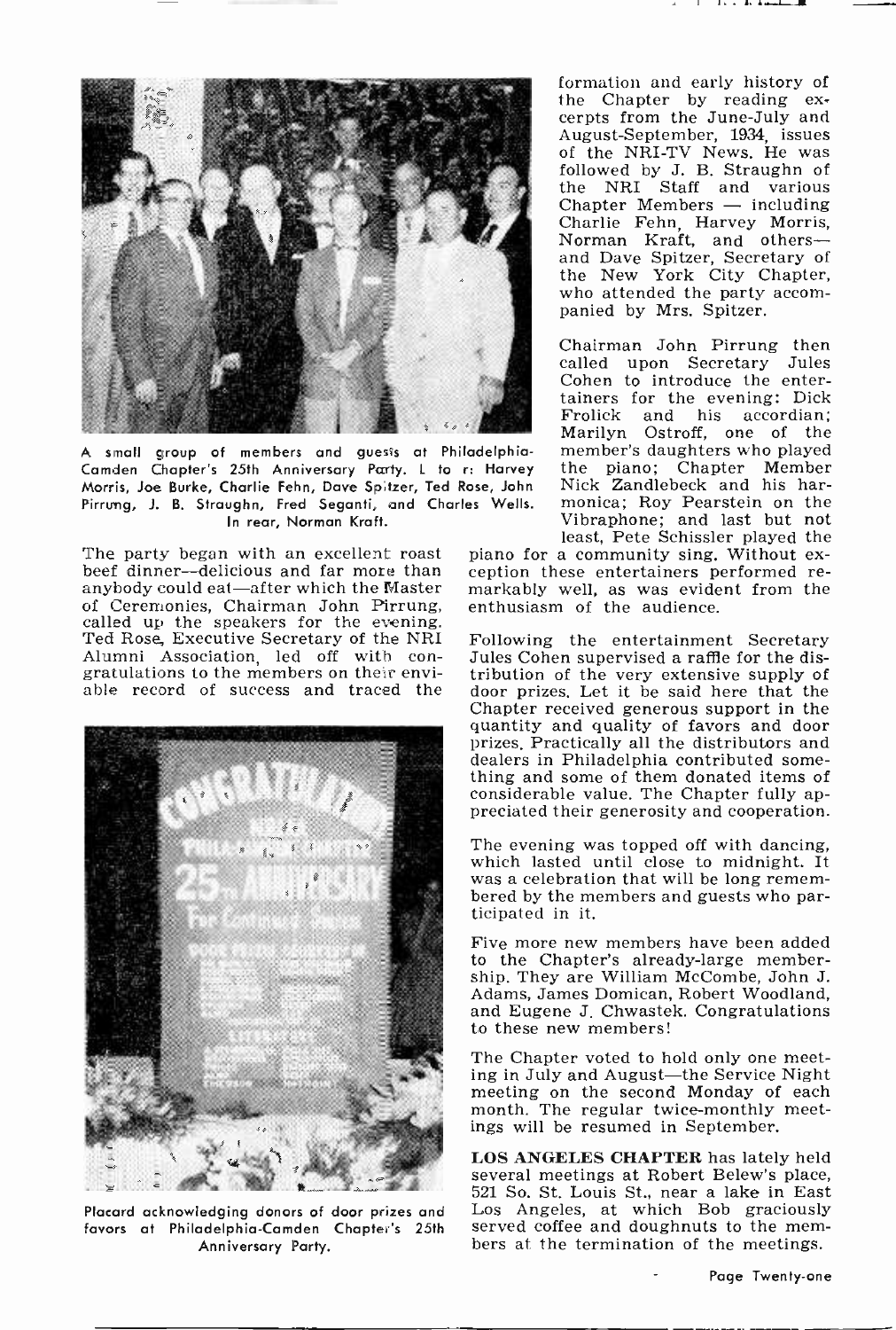A small group of members and guests at Philadelphia-Camden Chapter's 25th Anniversary Party. L to r: Harvey Morris, Joe Burke, Charlie Fehn, Dave Spitzer, Ted Rose, John Pirrung, J. B. Straughn, Fred Seganti, and Charles Wells. In rear, Norman Kraft.

The party began with an excellent roast beef dinner—delicious and far more than anybody could eat—after which the Master of Ceremonies, Chairman John Pirrung, called up the speakers for the evening. Ted Rose, Executive Secretary of the NRI Alumni Association, led off with congratulations to the members on their enviable record of success and traced the formation and early history of the Chapter by reading excerpts from the June-July and August-September, 1934, issues of the NRI-TV News. He was followed by J. B. Straughn of the NRI Staff and various Chapter Members — including Charlie Fehn, Harvey Morris, Norman Kraft, and others—and Dave Spitzer, Secretary of the New York City Chapter, who attended the party accompanied by Mrs. Spitzer.

Chairman John Pirrung then called upon Secretary Jules Cohen to introduce the entertainers for the evening: Dick Frolick and his accordian; Marilyn Ostroff, one of the member's daughters who played the piano; Chapter Member Nick Zandlebeck and his harmonica; Roy Pearstein on the Vibraphone; and last but not least, Pete Schissler played the piano for a community sing. Without exception these entertainers performed remarkably well, as was evident from the enthusiasm of the audience.

Following the entertainment Secretary Jules Cohen supervised a raffle for the distribution of the very extensive supply of door prizes. Let it be said here that the Chapter received generous support in the quantity and quality of favors and door prizes. Practically all the distributors and dealers in Philadelphia contributed something and some of them donated items of considerable value. The Chapter fully appreciated their generosity and cooperation.

Placard acknowledging donors of door prizes and favors at Philadelphia-Camden Chapter's 25th Anniversary Party.

The evening was topped off with dancing, which lasted until close to midnight. It was a celebration that will be long remembered by the members and guests who participated in it.

Five more new members have been added to the Chapter's already-large membership. They are William McCombe, John J. Adams, James Domican, Robert Woodland, and Eugene J. Chwastek. Congratulations to these new members!

The Chapter voted to hold only one meeting in July and August—the Service Night meeting on the second Monday of each month. The regular twice-monthly meetings will be resumed in September.

**LOS ANGELES CHAPTER** has lately held several meetings at Robert Belew's place, 521 So. St. Louis St., near a lake in East Los Angeles, at which Bob graciously served coffee and doughnuts to the members at the termination of the meetings.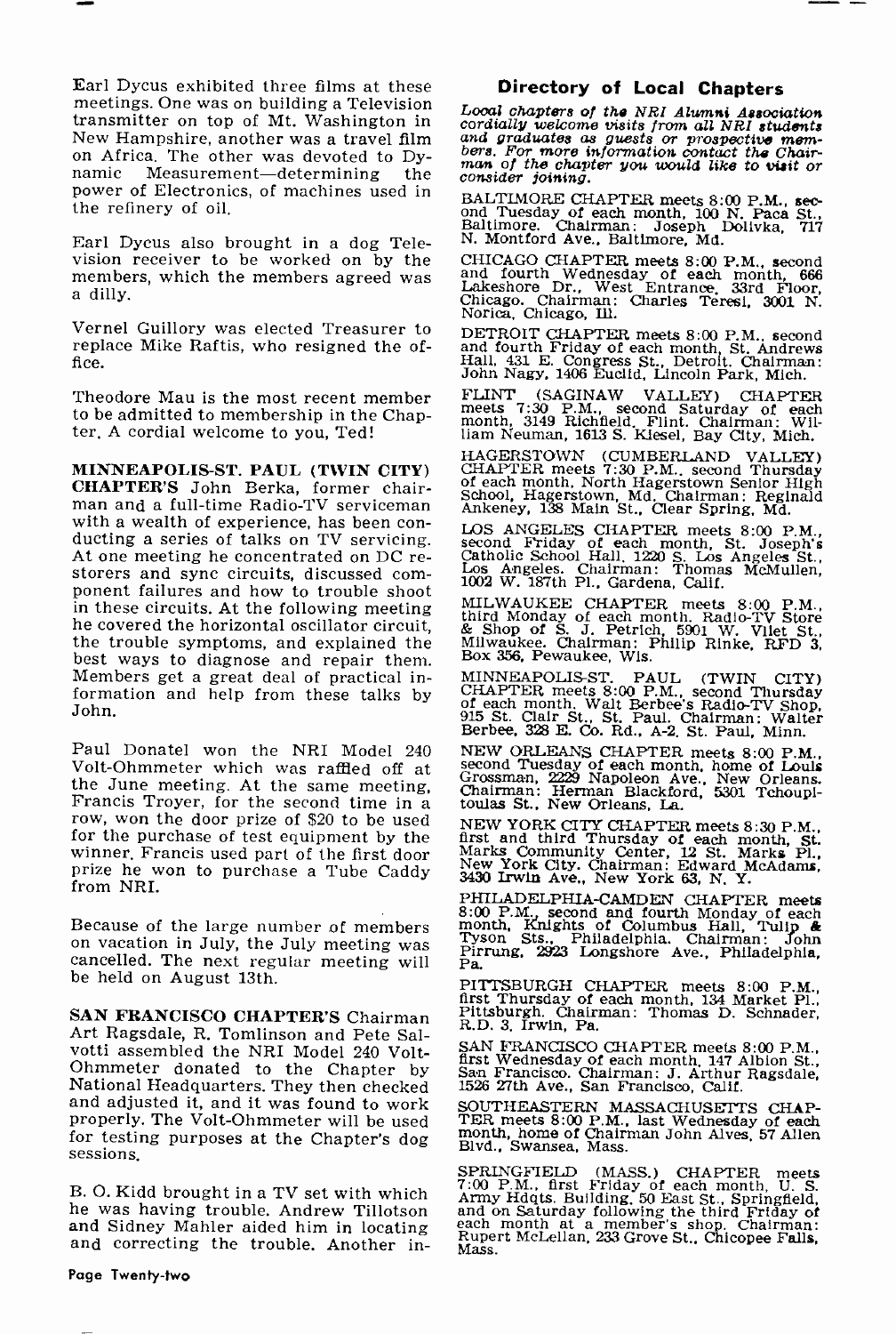Earl Dycus exhibited three films at these meetings. One was on building a Television transmitter on top of Mt. Washington in New Hampshire, another was a travel film on Africa. The other was devoted to Dynamic Measurement—determining the power of Electronics, of machines used in the refinery of oil.

Earl Dycus also brought in a dog Television receiver to be worked on by the members, which the members agreed was a dilly.

Vernel Guillory was elected Treasurer to replace Mike Raftis, who resigned the office.

Theodore Mau is the most recent member to be admitted to membership in the Chapter. A cordial welcome to you, Ted!

**MINNEAPOLIS-ST. PAUL (TWIN CITY) CHAPTER'S** John Berka, former chairman and a full-time Radio-TV serviceman with a wealth of experience, has been conducting a series of talks on TV servicing. At one meeting he concentrated on DC restorers and sync circuits, discussed component failures and how to trouble shoot in these circuits. At the following meeting he covered the horizontal oscillator circuit, the trouble symptoms, and explained the best ways to diagnose and repair them. Members get a great deal of practical information and help from these talks by John.

Paul Donatel won the NRI Model 240 Volt-Ohmmeter which was raffled off at the June meeting. At the same meeting, Francis Troyer, for the second time in a row, won the door prize of $20 to be used for the purchase of test equipment by the winner. Francis used part of the first door prize he won to purchase a Tube Caddy from NRI.

Because of the large number of members on vacation in July, the July meeting was cancelled. The next regular meeting will be held on August 13th.

**SAN FRANCISCO CHAPTER'S** Chairman Art Ragsdale, R. Tomlinson and Pete Salvotti assembled the NRI Model 240 Volt-Ohmmeter donated to the Chapter by National Headquarters. They then checked and adjusted it, and it was found to work properly. The Volt-Ohmmeter will be used for testing purposes at the Chapter's dog sessions.

B. O. Kidd brought in a TV set with which he was having trouble. Andrew Tillotson and Sidney Mahler aided him in locating and correcting the trouble. Another in-

## Directory of Local Chapters

*Local chapters of the NRI Alumni Association cordially welcome visits from all NRI students and graduates as guests or prospective members. For more information contact the Chairman of the chapter you would like to visit or consider joining.*

BALTIMORE CHAPTER meets 8:00 P.M., second Tuesday of each month, 100 N. Paca St., Baltimore. Chairman: Joseph Dolivka, 717 N. Montford Ave., Baltimore, Md.

CHICAGO CHAPTER meets 8:00 P.M., second and fourth Wednesday of each month, 666 Lakeshore Dr., West Entrance, 33rd Floor, Chicago. Chairman: Charles Teresi, 3001 N. Norica, Chicago, Ill.

DETROIT CHAPTER meets 8:00 P.M., second and fourth Friday of each month, St. Andrews Hall, 431 E. Congress St., Detroit. Chairman: John Nagy, 1406 Euclid, Lincoln Park, Mich.

FLINT (SAGINAW VALLEY) CHAPTER meets 7:30 P.M., second Saturday of each month, 3149 Richfield, Flint. Chairman: William Neuman, 1613 S. Kiesel, Bay City, Mich.

HAGERSTOWN (CUMBERLAND VALLEY) CHAPTER meets 7:30 P.M., second Thursday of each month, North Hagerstown Senior High School, Hagerstown, Md. Chairman: Reginald Ankeney, 138 Main St., Clear Spring, Md.

LOS ANGELES CHAPTER meets 8:00 P.M., second Friday of each month, St. Joseph's Catholic School Hall, 1220 S. Los Angeles St., Los Angeles. Chairman: Thomas McMullen, 1002 W. 187th Pl., Gardena, Calif.

MILWAUKEE CHAPTER meets 8:00 P.M., third Monday of each month, Radio-TV Store & Shop of S. J. Petrich, 5901 W. Vliet St., Milwaukee. Chairman: Philip Rinke, RFD 3, Box 356, Pewaukee, Wis.

MINNEAPOLIS-ST. PAUL (TWIN CITY) CHAPTER meets 8:00 P.M., second Thursday of each month, Walt Berbee's Radio-TV Shop, 915 St. Clair St., St. Paul. Chairman: Walter Berbee, 328 E. Co. Rd., A-2, St. Paul, Minn.

NEW ORLEANS CHAPTER meets 8:00 P.M., second Tuesday of each month, home of Louis Grossman, 2229 Napoleon Ave., New Orleans. Chairman: Herman Blackford, 5301 Tchoupitoulas St., New Orleans, La.

NEW YORK CITY CHAPTER meets 8:30 P.M., first and third Thursday of each month, St. Marks Community Center, 12 St. Marks Pl., New York City. Chairman: Edward McAdams, 3430 Irwin Ave., New York 63, N. Y.

PHILADELPHIA-CAMDEN CHAPTER meets 8:00 P.M., second and fourth Monday of each month, Knights of Columbus Hall, Tulip & Tyson Sts., Philadelphia. Chairman: John Pirrung, 2923 Longshore Ave., Philadelphia, Pa.

PITTSBURGH CHAPTER meets 8:00 P.M., first Thursday of each month, 134 Market Pl., Pittsburgh. Chairman: Thomas D. Schnader, R.D. 3, Irwin, Pa.

SAN FRANCISCO CHAPTER meets 8:00 P.M., first Wednesday of each month, 147 Albion St., San Francisco. Chairman: J. Arthur Ragsdale, 1526 27th Ave., San Francisco, Calif.

SOUTHEASTERN MASSACHUSETTS CHAPTER meets 8:00 P.M., last Wednesday of each month, home of Chairman John Alves, 57 Allen Blvd., Swansea, Mass.

SPRINGFIELD (MASS.) CHAPTER meets 7:00 P.M., first Friday of each month, U. S. Army Hdqts. Building, 50 East St., Springfield, and on Saturday following the third Friday of each month at a member's shop. Chairman: Rupert McLellan, 233 Grove St., Chicopee Falls, Mass.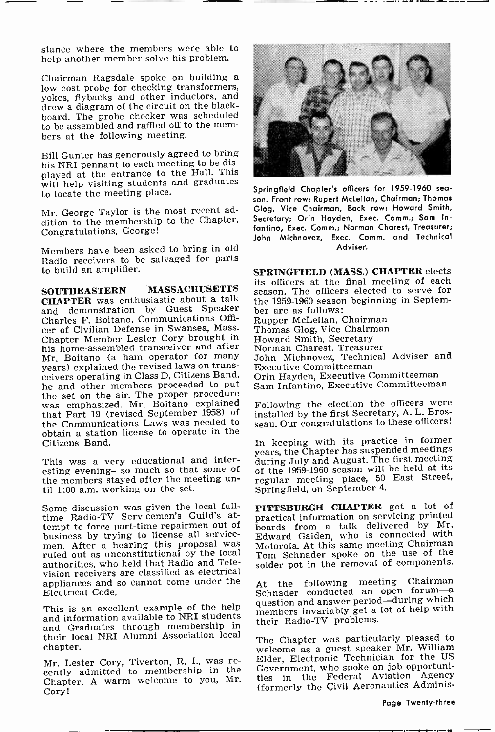stance where the members were able to help another member solve his problem.

Chairman Ragsdale spoke on building a low cost probe for checking transformers, yokes, flybacks and other inductors, and drew a diagram of the circuit on the blackboard. The probe checker was scheduled to be assembled and raffled off to the members at the following meeting.

Bill Gunter has generously agreed to bring his NRI pennant to each meeting to be displayed at the entrance to the Hall. This will help visiting students and graduates to locate the meeting place.

Mr. George Taylor is the most recent addition to the membership to the Chapter. Congratulations, George!

Members have been asked to bring in old Radio receivers to be salvaged for parts to build an amplifier.

**SOUTHEASTERN MASSACHUSETTS CHAPTER** was enthusiastic about a talk and demonstration by Guest Speaker Charles F. Boitano, Communications Officer of Civilian Defense in Swansea, Mass. Chapter Member Lester Cory brought in his home-assembled transceiver and after Mr. Boitano (a ham operator for many years) explained the revised laws on transceivers operating in Class D, Citizens Band, he and other members proceeded to put the set on the air. The proper procedure was emphasized. Mr. Boitano explained that Part 19 (revised September 1958) of the Communications Laws was needed to obtain a station license to operate in the Citizens Band.

This was a very educational and interesting evening—so much so that some of the members stayed after the meeting until 1:00 a.m. working on the set.

Some discussion was given the local full-time Radio-TV Servicemen's Guild's attempt to force part-time repairmen out of business by trying to license all servicemen. After a hearing this proposal was ruled out as unconstitutional by the local authorities, who held that Radio and Television receivers are classified as electrical appliances and so cannot come under the Electrical Code.

This is an excellent example of the help and information available to NRI students and Graduates through membership in their local NRI Alumni Association local chapter.

Mr. Lester Cory, Tiverton, R. I., was recently admitted to membership in the Chapter. A warm welcome to you, Mr. Cory!

Springfield Chapter's officers for 1959-1960 season. Front row: Rupert McLellan, Chairman; Thomas Glog, Vice Chairman. Back row: Howard Smith, Secretary; Orin Hayden, Exec. Comm.; Sam Infantino, Exec. Comm.; Norman Charest, Treasurer; John Michnovez, Exec. Comm. and Technical Adviser.

**SPRINGFIELD (MASS.) CHAPTER** elects its officers at the final meeting of each season. The officers elected to serve for the 1959-1960 season beginning in September are as follows:

Rupper McLellan, Chairman
Thomas Glog, Vice Chairman
Howard Smith, Secretary
Norman Charest, Treasurer
John Michnovez, Technical Adviser and Executive Committeeman
Orin Hayden, Executive Committeeman
Sam Infantino, Executive Committeeman

Following the election the officers were installed by the first Secretary, A. L. Brosseau. Our congratulations to these officers!

In keeping with its practice in former years, the Chapter has suspended meetings during July and August. The first meeting of the 1959-1960 season will be held at its regular meeting place, 50 East Street, Springfield, on September 4.

**PITTSBURGH CHAPTER** got a lot of practical information on servicing printed boards from a talk delivered by Mr. Edward Gaiden, who is connected with Motorola. At this same meeting Chairman Tom Schnader spoke on the use of the solder pot in the removal of components.

At the following meeting Chairman Schnader conducted an open forum—a question and answer period—during which members invariably get a lot of help with their Radio-TV problems.

The Chapter was particularly pleased to welcome as a guest speaker Mr. William Elder, Electronic Technician for the US Government, who spoke on job opportunities in the Federal Aviation Agency (formerly the Civil Aeronautics Adminis-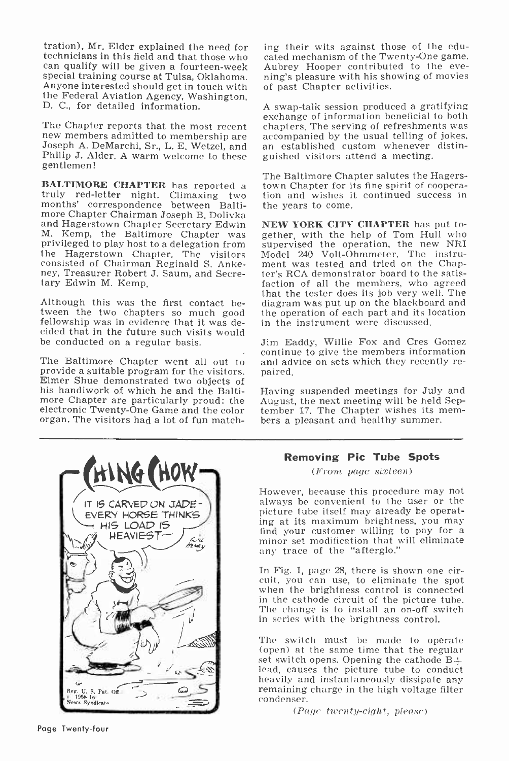tration). Mr. Elder explained the need for technicians in this field and that those who can qualify will be given a fourteen-week special training course at Tulsa, Oklahoma. Anyone interested should get in touch with the Federal Aviation Agency, Washington, D. C., for detailed information.

The Chapter reports that the most recent new members admitted to membership are Joseph A. DeMarchi, Sr., L. E. Wetzel, and Philip J. Alder. A warm welcome to these gentlemen!

**BALTIMORE CHAPTER** has reported a truly red-letter night. Climaxing two months' correspondence between Baltimore Chapter Chairman Joseph B. Dolivka and Hagerstown Chapter Secretary Edwin M. Kemp, the Baltimore Chapter was privileged to play host to a delegation from the Hagerstown Chapter. The visitors consisted of Chairman Reginald S. Ankeney, Treasurer Robert J. Saum, and Secretary Edwin M. Kemp.

Although this was the first contact between the two chapters so much good fellowship was in evidence that it was decided that in the future such visits would be conducted on a regular basis.

The Baltimore Chapter went all out to provide a suitable program for the visitors. Elmer Shue demonstrated two objects of his handiwork of which he and the Baltimore Chapter are particularly proud: the electronic Twenty-One Game and the color organ. The visitors had a lot of fun matching their wits against those of the educated mechanism of the Twenty-One game. Aubrey Hooper contributed to the evening's pleasure with his showing of movies of past Chapter activities.

A swap-talk session produced a gratifying exchange of information beneficial to both chapters. The serving of refreshments was accompanied by the usual telling of jokes, an established custom whenever distinguished visitors attend a meeting.

The Baltimore Chapter salutes the Hagerstown Chapter for its fine spirit of cooperation and wishes it continued success in the years to come.

**NEW YORK CITY CHAPTER** has put together, with the help of Tom Hull who supervised the operation, the new NRI Model 240 Volt-Ohmmeter. The instrument was tested and tried on the Chapter's RCA demonstrator board to the satisfaction of all the members, who agreed that the tester does its job very well. The diagram was put up on the blackboard and the operation of each part and its location in the instrument were discussed.

Jim Eaddy, Willie Fox and Cres Gomez continue to give the members information and advice on sets which they recently repaired.

Having suspended meetings for July and August, the next meeting will be held September 17. The Chapter wishes its members a pleasant and healthy summer.

---

CHING CHOW

IT IS CARVED ON JADE—EVERY HORSE THINKS HIS LOAD IS HEAVIEST—

Reg. U. S. Pat. Off. 1958 by News Syndicate

## Removing Pic Tube Spots

*(From page sixteen)*

However, because this procedure may not always be convenient to the user or the picture tube itself may already be operating at its maximum brightness, you may find your customer willing to pay for a minor set modification that will eliminate any trace of the "afterglow."

In Fig. 1, page 28, there is shown one circuit, you can use, to eliminate the spot when the brightness control is connected in the cathode circuit of the picture tube. The change is to install an on-off switch in series with the brightness control.

The switch must be made to operate (open) at the same time that the regular set switch opens. Opening the cathode B+ lead, causes the picture tube to conduct heavily and instantaneously dissipate any remaining charge in the high voltage filter condenser.

*(Page twenty-eight, please)*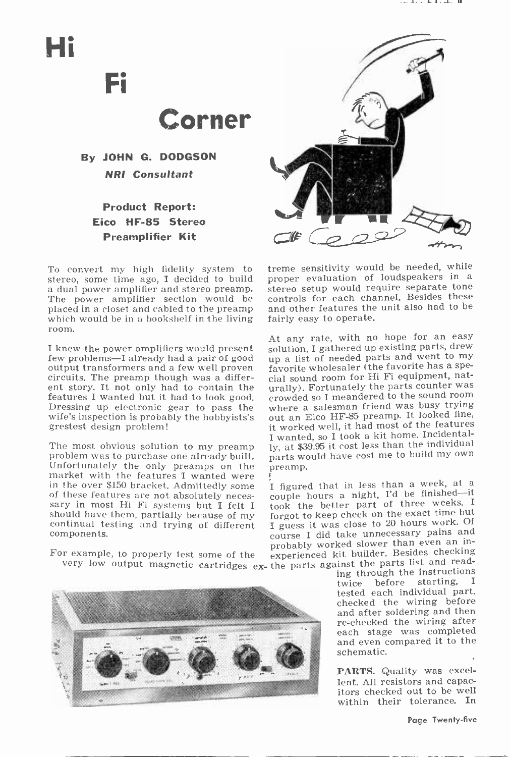# Hi Fi Corner

**By JOHN G. DODGSON**
*NRI Consultant*

### Product Report: Eico HF-85 Stereo Preamplifier Kit

To convert my high fidelity system to stereo, some time ago, I decided to build a dual power amplifier and stereo preamp. The power amplifier section would be placed in a closet and cabled to the preamp which would be in a bookshelf in the living room.

I knew the power amplifiers would present few problems—I already had a pair of good output transformers and a few well proven circuits. The preamp though was a different story. It not only had to contain the features I wanted but it had to look good. Dressing up electronic gear to pass the wife's inspection is probably the hobbyists's grestest design problem!

The most obvious solution to my preamp problem was to purchase one already built. Unfortunately the only preamps on the market with the features I wanted were in the over $150 bracket. Admittedly some of these features are not absolutely necessary in most Hi Fi systems but I felt I should have them, partially because of my continual testing and trying of different components.

For example, to properly test some of the very low output magnetic cartridges extreme sensitivity would be needed, while proper evaluation of loudspeakers in a stereo setup would require separate tone controls for each channel. Besides these and other features the unit also had to be fairly easy to operate.

At any rate, with no hope for an easy solution, I gathered up existing parts, drew up a list of needed parts and went to my favorite wholesaler (the favorite has a special sound room for Hi Fi equipment, naturally). Fortunately the parts counter was crowded so I meandered to the sound room where a salesman friend was busy trying out an Eico HF-85 preamp. It looked fine, it worked well, it had most of the features I wanted, so I took a kit home. Incidentally, at $39.95 it cost less than the individual parts would have cost me to build my own preamp.

I figured that in less than a week, at a couple hours a night, I'd be finished—it took the better part of three weeks. I forgot to keep check on the exact time but I guess it was close to 20 hours work. Of course I did take unnecessary pains and probably worked slower than even an inexperienced kit builder. Besides checking the parts against the parts list and reading through the instructions twice before starting, I tested each individual part, checked the wiring before and after soldering and then re-checked the wiring after each stage was completed and even compared it to the schematic.

**PARTS.** Quality was excellent. All resistors and capacitors checked out to be well within their tolerance. In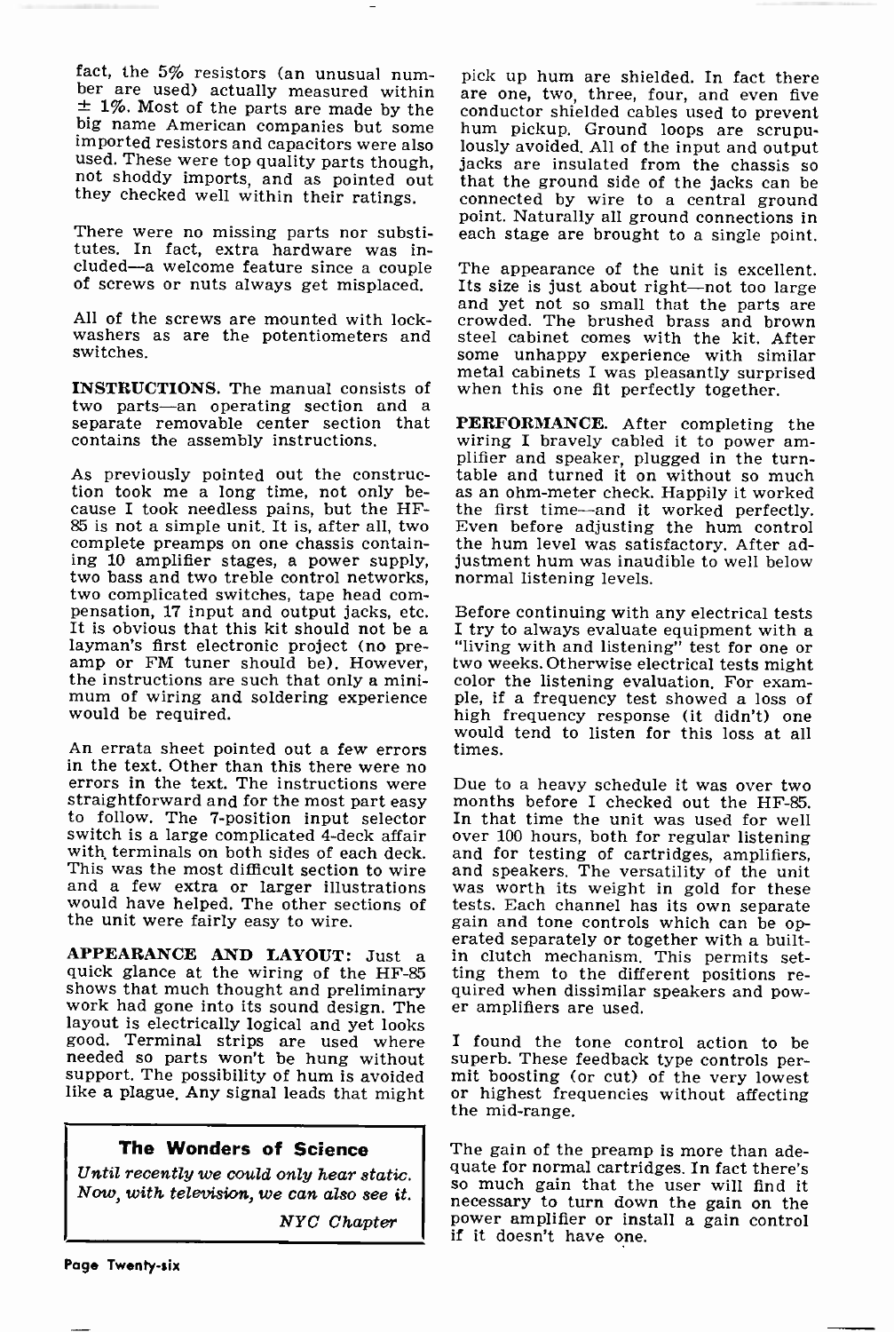fact, the 5% resistors (an unusual number are used) actually measured within ± 1%. Most of the parts are made by the big name American companies but some imported resistors and capacitors were also used. These were top quality parts though, not shoddy imports, and as pointed out they checked well within their ratings.

There were no missing parts nor substitutes. In fact, extra hardware was included—a welcome feature since a couple of screws or nuts always get misplaced.

All of the screws are mounted with lockwashers as are the potentiometers and switches.

**INSTRUCTIONS.** The manual consists of two parts—an operating section and a separate removable center section that contains the assembly instructions.

As previously pointed out the construction took me a long time, not only because I took needless pains, but the HF-85 is not a simple unit. It is, after all, two complete preamps on one chassis containing 10 amplifier stages, a power supply, two bass and two treble control networks, two complicated switches, tape head compensation, 17 input and output jacks, etc. It is obvious that this kit should not be a layman's first electronic project (no preamp or FM tuner should be). However, the instructions are such that only a minimum of wiring and soldering experience would be required.

An errata sheet pointed out a few errors in the text. Other than this there were no errors in the text. The instructions were straightforward and for the most part easy to follow. The 7-position input selector switch is a large complicated 4-deck affair with terminals on both sides of each deck. This was the most difficult section to wire and a few extra or larger illustrations would have helped. The other sections of the unit were fairly easy to wire.

**APPEARANCE AND LAYOUT:** Just a quick glance at the wiring of the HF-85 shows that much thought and preliminary work had gone into its sound design. The layout is electrically logical and yet looks good. Terminal strips are used where needed so parts won't be hung without support. The possibility of hum is avoided like a plague. Any signal leads that might pick up hum are shielded. In fact there are one, two, three, four, and even five conductor shielded cables used to prevent hum pickup. Ground loops are scrupulously avoided. All of the input and output jacks are insulated from the chassis so that the ground side of the jacks can be connected by wire to a central ground point. Naturally all ground connections in each stage are brought to a single point.

The appearance of the unit is excellent. Its size is just about right—not too large and yet not so small that the parts are crowded. The brushed brass and brown steel cabinet comes with the kit. After some unhappy experience with similar metal cabinets I was pleasantly surprised when this one fit perfectly together.

**PERFORMANCE.** After completing the wiring I bravely cabled it to power amplifier and speaker, plugged in the turntable and turned it on without so much as an ohm-meter check. Happily it worked the first time—and it worked perfectly. Even before adjusting the hum control the hum level was satisfactory. After adjustment hum was inaudible to well below normal listening levels.

Before continuing with any electrical tests I try to always evaluate equipment with a "living with and listening" test for one or two weeks. Otherwise electrical tests might color the listening evaluation. For example, if a frequency test showed a loss of high frequency response (it didn't) one would tend to listen for this loss at all times.

Due to a heavy schedule it was over two months before I checked out the HF-85. In that time the unit was used for well over 100 hours, both for regular listening and for testing of cartridges, amplifiers, and speakers. The versatility of the unit was worth its weight in gold for these tests. Each channel has its own separate gain and tone controls which can be operated separately or together with a built-in clutch mechanism. This permits setting them to the different positions required when dissimilar speakers and power amplifiers are used.

I found the tone control action to be superb. These feedback type controls permit boosting (or cut) of the very lowest or highest frequencies without affecting the mid-range.

The gain of the preamp is more than adequate for normal cartridges. In fact there's so much gain that the user will find it necessary to turn down the gain on the power amplifier or install a gain control if it doesn't have one.

---

**The Wonders of Science**

*Until recently we could only hear static. Now, with television, we can also see it.*

*NYC Chapter*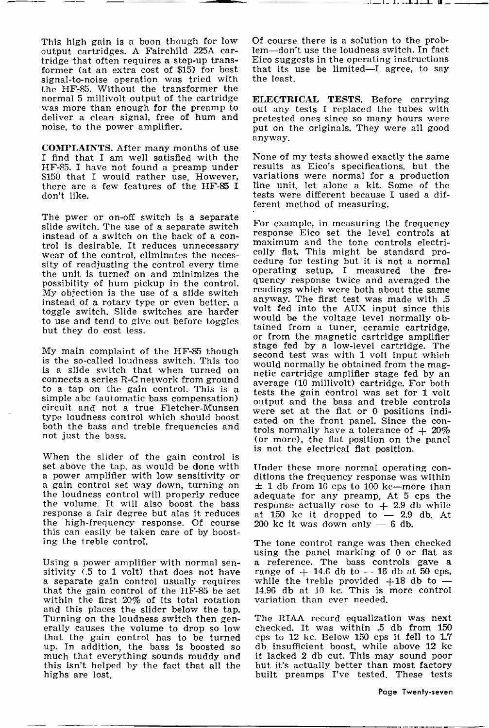This high gain is a boon though for low output cartridges. A Fairchild 225A cartridge that often requires a step-up transformer (at an extra cost of $15) for best signal-to-noise operation was tried with the HF-85. Without the transformer the normal 5 millivolt output of the cartridge was more than enough for the preamp to deliver a clean signal, free of hum and noise, to the power amplifier.

**COMPLAINTS.** After many months of use I find that I am well satisfied with the HF-85. I have not found a preamp under $150 that I would rather use. However, there are a few features of the HF-85 I don't like.

The pwer or on-off switch is a separate slide switch. The use of a separate switch instead of a switch on the back of a control is desirable. It reduces unnecessary wear of the control, eliminates the necessity of readjusting the control every time the unit is turned on and minimizes the possibility of hum pickup in the control. My objection is the use of a slide switch instead of a rotary type or even better, a toggle switch. Slide switches are harder to use and tend to give out before toggles but they do cost less.

My main complaint of the HF-85 though is the so-called loudness switch. This too is a slide switch that when turned on connects a series R-C network from ground to a tap on the gain control. This is a simple abc (automatic bass compensation) circuit and not a true Fletcher-Munsen type loudness control which should boost both the bass and treble frequencies and not just the bass.

When the slider of the gain control is set above the tap, as would be done with a power amplifier with low sensitivity or a gain control set way down, turning on the loudness control will properly reduce the volume. It will also boost the bass response a fair degree but alas it reduces the high-frequency response. Of course this can easily be taken care of by boosting the treble control.

Using a power amplifier with normal sensitivity (.5 to 1 volt) that does not have a separate gain control usually requires that the gain control of the HF-85 be set within the first 20% of its total rotation and this places the slider below the tap. Turning on the loudness switch then generally causes the volume to drop so low that the gain control has to be turned up. In addition, the bass is boosted so much that everything sounds muddy and this isn't helped by the fact that all the highs are lost.

Of course there is a solution to the problem—don't use the loudness switch. In fact Eico suggests in the operating instructions that its use be limited—I agree, to say the least.

**ELECTRICAL TESTS.** Before carrying out any tests I replaced the tubes with pretested ones since so many hours were put on the originals. They were all good anyway.

None of my tests showed exactly the same results as Eico's specifications, but the variations were normal for a production line unit, let alone a kit. Some of the tests were different because I used a different method of measuring.

For example, in measuring the frequency response Eico set the level controls at maximum and the tone controls electrically flat. This might be standard procedure for testing but it is not a normal operating setup. I measured the frequency response twice and averaged the readings which were both about the same anyway. The first test was made with .5 volt fed into the AUX input since this would be the voltage level normally obtained from a tuner, ceramic cartridge, or from the magnetic cartridge amplifier stage fed by a low-level cartridge. The second test was with 1 volt input which would normally be obtained from the magnetic cartridge amplifier stage fed by an average (10 millivolt) cartridge. For both tests the gain control was set for 1 volt output and the bass and treble controls were set at the flat or 0 positions indicated on the front panel. Since the controls normally have a tolerance of + 20% (or more), the flat position on the panel is not the electrical flat position.

Under these more normal operating conditions the frequency response was within ± 1 db from 10 cps to 100 kc—more than adequate for any preamp. At 5 cps the response actually rose to + 2.9 db while at 150 kc it dropped to — 2.9 db. At 200 kc it was down only — 6 db.

The tone control range was then checked using the panel marking of 0 or flat as a reference. The bass controls gave a range of + 14.6 db to — 16 db at 50 cps, while the treble provided +18 db to — 14.96 db at 10 kc. This is more control variation than ever needed.

The RIAA record equalization was next checked. It was within .5 db from 150 cps to 12 kc. Below 150 cps it fell to 1.7 db insufficient boost, while above 12 kc it lacked 2 db cut. This may sound poor but it's actually better than most factory built preamps I've tested. These tests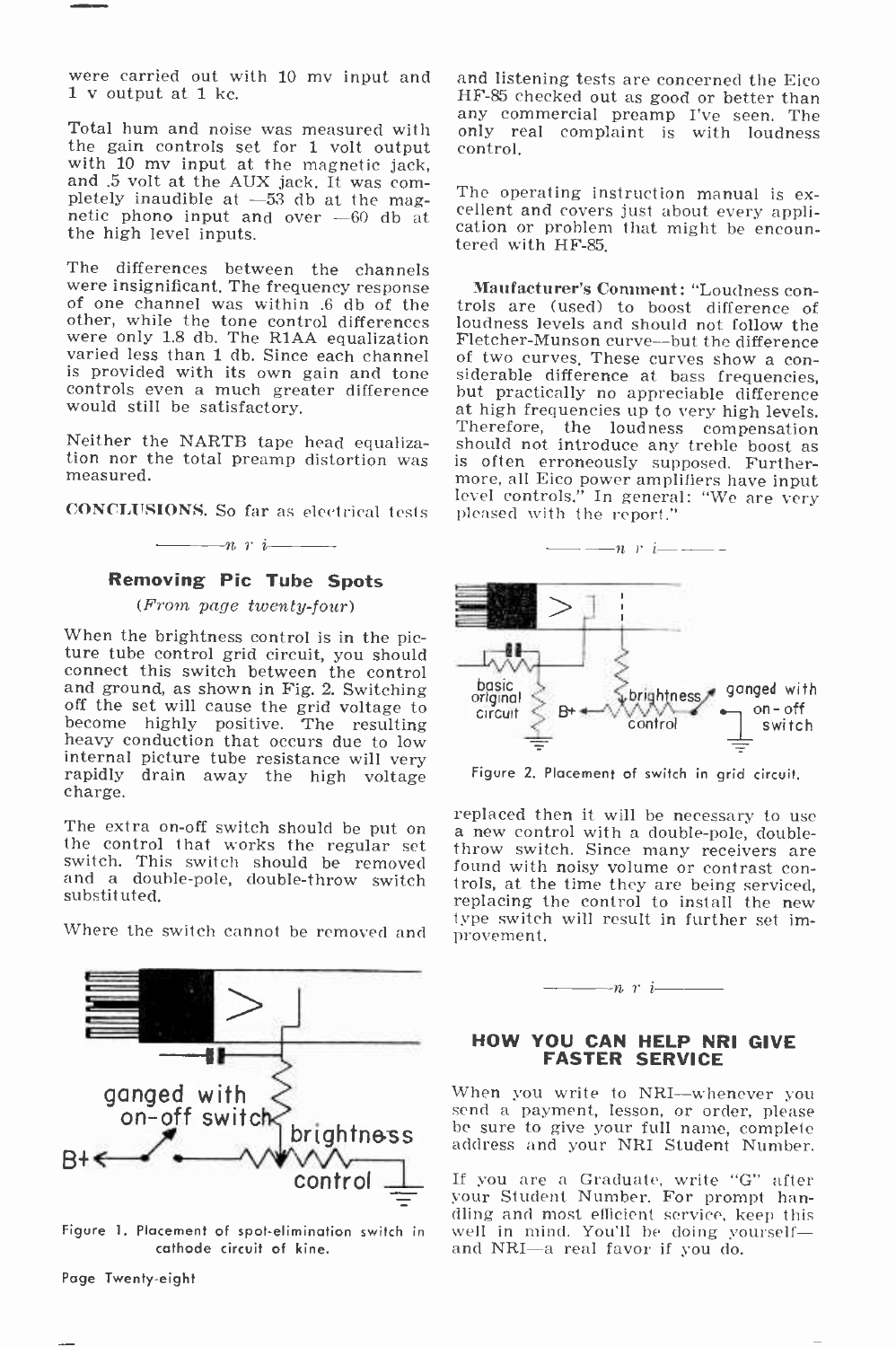were carried out with 10 mv input and 1 v output at 1 kc.

Total hum and noise was measured with the gain controls set for 1 volt output with 10 mv input at the magnetic jack, and .5 volt at the AUX jack. It was completely inaudible at —53 db at the magnetic phono input and over —60 db at the high level inputs.

The differences between the channels were insignificant. The frequency response of one channel was within .6 db of the other, while the tone control differences were only 1.8 db. The R1AA equalization varied less than 1 db. Since each channel is provided with its own gain and tone controls even a much greater difference would still be satisfactory.

Neither the NARTB tape head equalization nor the total preamp distortion was measured.

**CONCLUSIONS.** So far as electrical tests and listening tests are concerned the Eico HF-85 checked out as good or better than any commercial preamp I've seen. The only real complaint is with loudness control.

The operating instruction manual is excellent and covers just about every application or problem that might be encountered with HF-85.

**Manufacturer's Comment:** "Loudness controls are (used) to boost difference of loudness levels and should not follow the Fletcher-Munson curve—but the difference of two curves. These curves show a considerable difference at bass frequencies, but practically no appreciable difference at high frequencies up to very high levels. Therefore, the loudness compensation should not introduce any treble boost as is often erroneously supposed. Furthermore, all Eico power amplifiers have input level controls." In general: "We are very pleased with the report."

—— n r i ——

## Removing Pic Tube Spots

*(From page twenty-four)*

When the brightness control is in the picture tube control grid circuit, you should connect this switch between the control and ground, as shown in Fig. 2. Switching off the set will cause the grid voltage to become highly positive. The resulting heavy conduction that occurs due to low internal picture tube resistance will very rapidly drain away the high voltage charge.

The extra on-off switch should be put on the control that works the regular set switch. This switch should be removed and a double-pole, double-throw switch substituted.

Where the switch cannot be removed and replaced then it will be necessary to use a new control with a double-pole, double-throw switch. Since many receivers are found with noisy volume or contrast controls, at the time they are being serviced, replacing the control to install the new type switch will result in further set improvement.

Figure 1. Placement of spot-elimination switch in cathode circuit of kine.

Figure 2. Placement of switch in grid circuit.

—— n r i ——

## HOW YOU CAN HELP NRI GIVE FASTER SERVICE

When you write to NRI—whenever you send a payment, lesson, or order, please be sure to give your full name, complete address and your NRI Student Number.

If you are a Graduate, write "G" after your Student Number. For prompt handling and most efficient service, keep this well in mind. You'll be doing yourself—and NRI—a real favor if you do.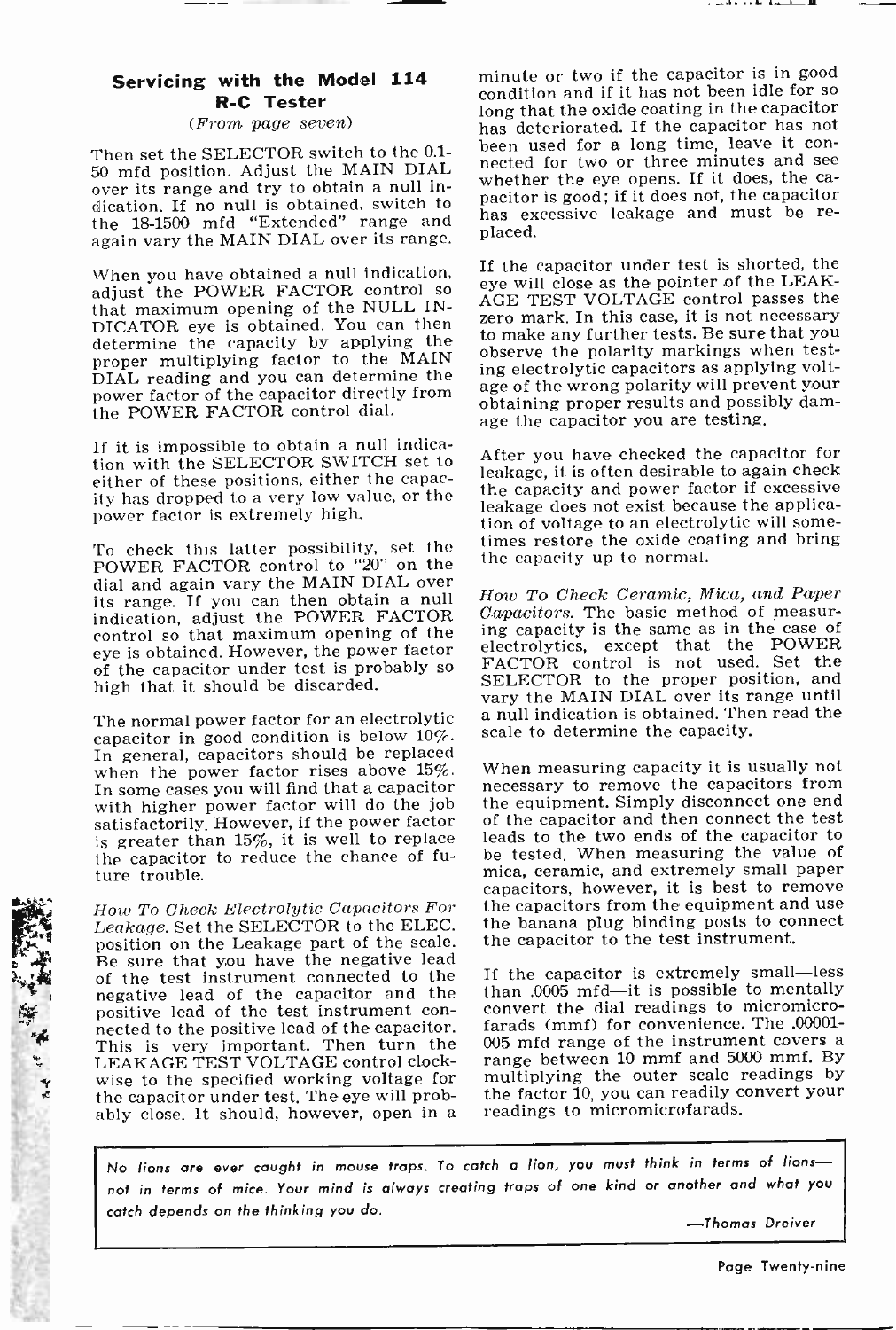## Servicing with the Model 114 R-C Tester

*(From page seven)*

Then set the SELECTOR switch to the 0.1-50 mfd position. Adjust the MAIN DIAL over its range and try to obtain a null indication. If no null is obtained, switch to the 18-1500 mfd "Extended" range and again vary the MAIN DIAL over its range.

When you have obtained a null indication, adjust the POWER FACTOR control so that maximum opening of the NULL INDICATOR eye is obtained. You can then determine the capacity by applying the proper multiplying factor to the MAIN DIAL reading and you can determine the power factor of the capacitor directly from the POWER FACTOR control dial.

If it is impossible to obtain a null indication with the SELECTOR SWITCH set to either of these positions, either the capacity has dropped to a very low value, or the power factor is extremely high.

To check this latter possibility, set the POWER FACTOR control to "20" on the dial and again vary the MAIN DIAL over its range. If you can then obtain a null indication, adjust the POWER FACTOR control so that maximum opening of the eye is obtained. However, the power factor of the capacitor under test is probably so high that it should be discarded.

The normal power factor for an electrolytic capacitor in good condition is below 10%. In general, capacitors should be replaced when the power factor rises above 15%. In some cases you will find that a capacitor with higher power factor will do the job satisfactorily. However, if the power factor is greater than 15%, it is well to replace the capacitor to reduce the chance of future trouble.

*How To Check Electrolytic Capacitors For Leakage.* Set the SELECTOR to the ELEC. position on the Leakage part of the scale. Be sure that you have the negative lead of the test instrument connected to the negative lead of the capacitor and the positive lead of the test instrument connected to the positive lead of the capacitor. This is very important. Then turn the LEAKAGE TEST VOLTAGE control clockwise to the specified working voltage for the capacitor under test. The eye will probably close. It should, however, open in a minute or two if the capacitor is in good condition and if it has not been idle for so long that the oxide coating in the capacitor has deteriorated. If the capacitor has not been used for a long time, leave it connected for two or three minutes and see whether the eye opens. If it does, the capacitor is good; if it does not, the capacitor has excessive leakage and must be replaced.

If the capacitor under test is shorted, the eye will close as the pointer of the LEAKAGE TEST VOLTAGE control passes the zero mark. In this case, it is not necessary to make any further tests. Be sure that you observe the polarity markings when testing electrolytic capacitors as applying voltage of the wrong polarity will prevent your obtaining proper results and possibly damage the capacitor you are testing.

After you have checked the capacitor for leakage, it is often desirable to again check the capacity and power factor if excessive leakage does not exist because the application of voltage to an electrolytic will sometimes restore the oxide coating and bring the capacity up to normal.

*How To Check Ceramic, Mica, and Paper Capacitors.* The basic method of measuring capacity is the same as in the case of electrolytics, except that the POWER FACTOR control is not used. Set the SELECTOR to the proper position, and vary the MAIN DIAL over its range until a null indication is obtained. Then read the scale to determine the capacity.

When measuring capacity it is usually not necessary to remove the capacitors from the equipment. Simply disconnect one end of the capacitor and then connect the test leads to the two ends of the capacitor to be tested. When measuring the value of mica, ceramic, and extremely small paper capacitors, however, it is best to remove the capacitors from the equipment and use the banana plug binding posts to connect the capacitor to the test instrument.

If the capacitor is extremely small—less than .0005 mfd—it is possible to mentally convert the dial readings to micromicrofarads (mmf) for convenience. The .00001-005 mfd range of the instrument covers a range between 10 mmf and 5000 mmf. By multiplying the outer scale readings by the factor 10, you can readily convert your readings to micromicrofarads.

---

*No lions are ever caught in mouse traps. To catch a lion, you must think in terms of lions—not in terms of mice. Your mind is always creating traps of one kind or another and what you catch depends on the thinking you do.*

*—Thomas Dreiver*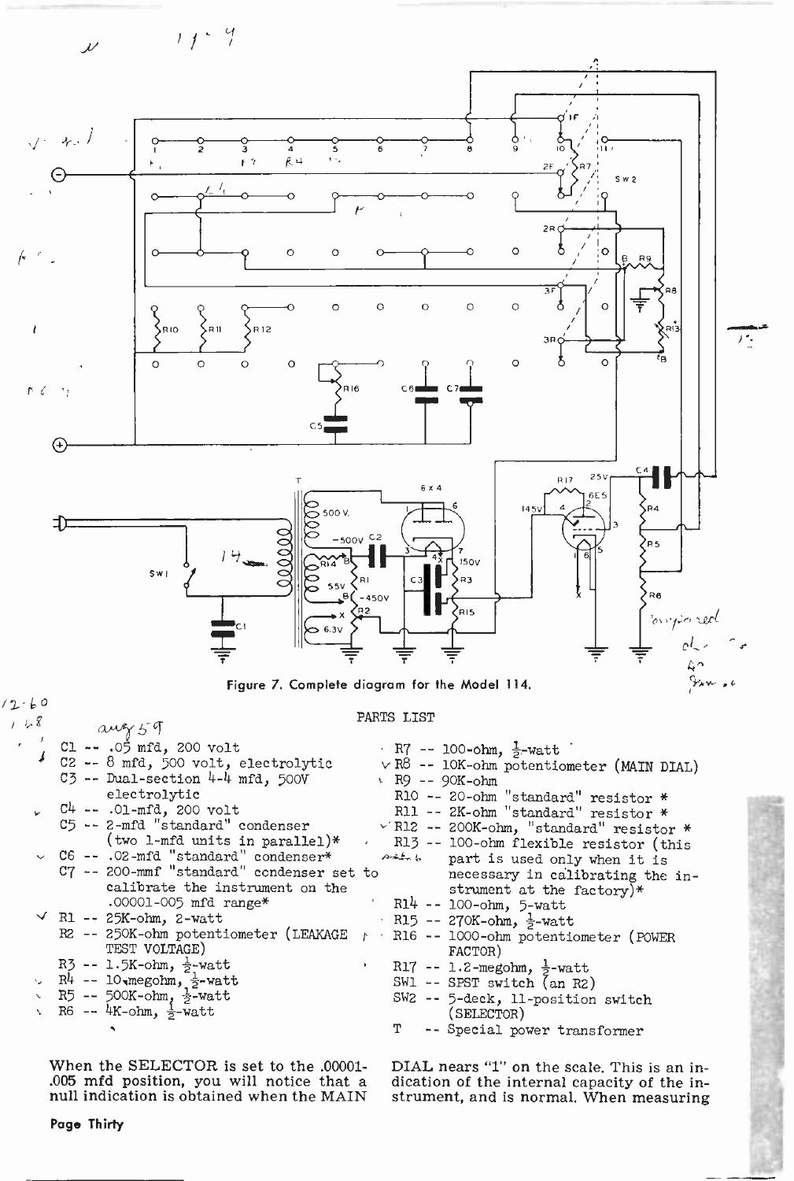Figure 7. Complete diagram for the Model 114.

## PARTS LIST

- C1 -- .05 mfd, 200 volt
- C2 -- 8 mfd, 500 volt, electrolytic
- C3 -- Dual-section 4-4 mfd, 500V electrolytic
- C4 -- .01-mfd, 200 volt
- C5 -- 2-mfd "standard" condenser (two 1-mfd units in parallel)*
- C6 -- .02-mfd "standard" condenser*
- C7 -- 200-mmf "standard" condenser set to calibrate the instrument on the .00001-005 mfd range*
- R1 -- 25K-ohm, 2-watt
- R2 -- 250K-ohm potentiometer (LEAKAGE TEST VOLTAGE)
- R3 -- 1.5K-ohm, ½-watt
- R4 -- 10-megohm, ½-watt
- R5 -- 500K-ohm, ½-watt
- R6 -- 4K-ohm, ½-watt
- R7 -- 100-ohm, ½-watt
- R8 -- 10K-ohm potentiometer (MAIN DIAL)
- R9 -- 90K-ohm
- R10 -- 20-ohm "standard" resistor *
- R11 -- 2K-ohm "standard" resistor *
- R12 -- 200K-ohm, "standard" resistor *
- R13 -- 100-ohm flexible resistor (this part is used only when it is necessary in calibrating the instrument at the factory)*
- R14 -- 100-ohm, 5-watt
- R15 -- 270K-ohm, ½-watt
- R16 -- 1000-ohm potentiometer (POWER FACTOR)
- R17 -- 1.2-megohm, ½-watt
- SW1 -- SPST switch (an R2)
- SW2 -- 5-deck, 11-position switch (SELECTOR)
- T -- Special power transformer

When the SELECTOR is set to the .00001-.005 mfd position, you will notice that a null indication is obtained when the MAIN DIAL nears "1" on the scale. This is an indication of the internal capacity of the instrument, and is normal. When measuring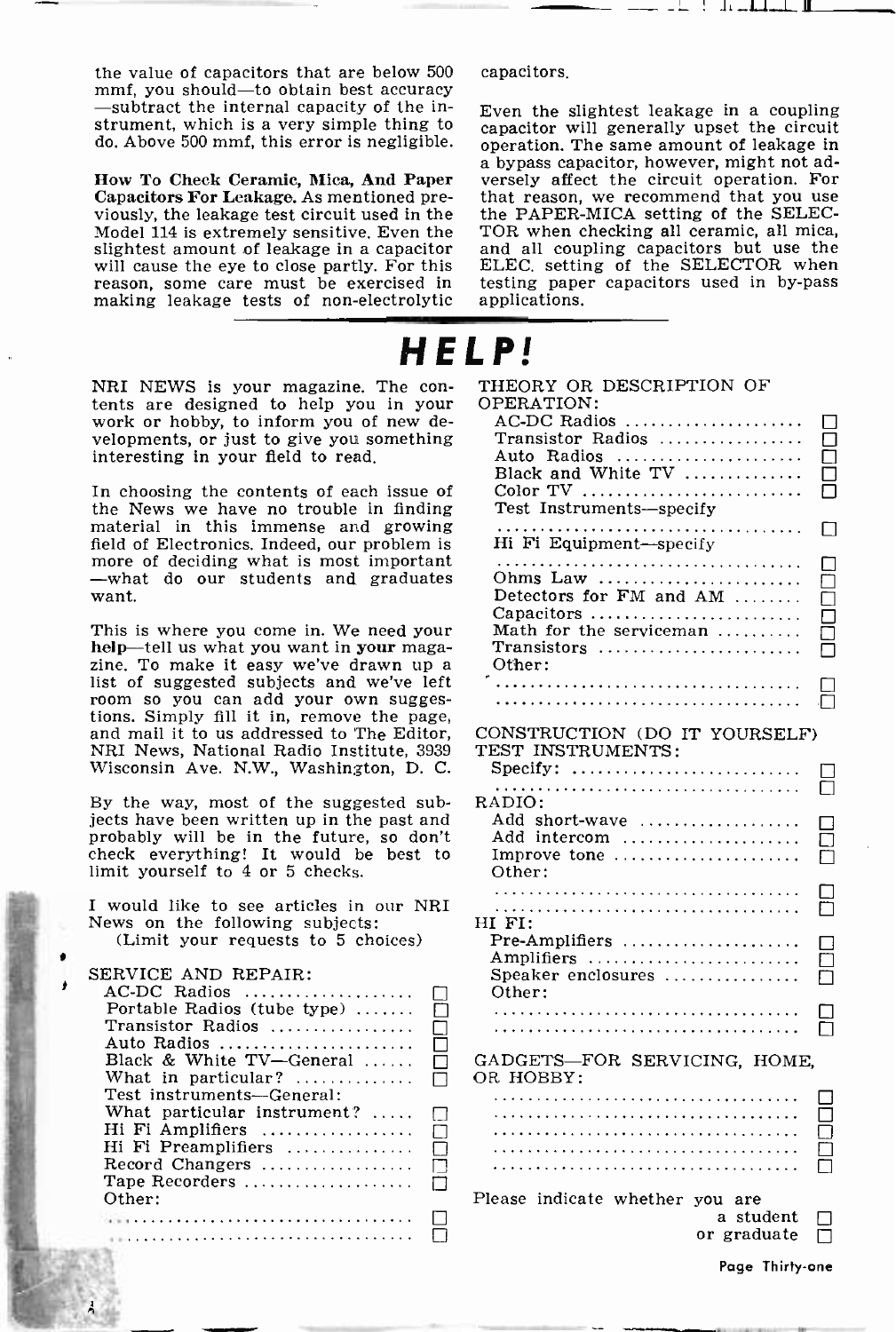the value of capacitors that are below 500 mmf, you should—to obtain best accuracy—subtract the internal capacity of the instrument, which is a very simple thing to do. Above 500 mmf, this error is negligible.

**How To Check Ceramic, Mica, And Paper Capacitors For Leakage.** As mentioned previously, the leakage test circuit used in the Model 114 is extremely sensitive. Even the slightest amount of leakage in a capacitor will cause the eye to close partly. For this reason, some care must be exercised in making leakage tests of non-electrolytic capacitors.

Even the slightest leakage in a coupling capacitor will generally upset the circuit operation. The same amount of leakage in a bypass capacitor, however, might not adversely affect the circuit operation. For that reason, we recommend that you use the PAPER-MICA setting of the SELECTOR when checking all ceramic, all mica, and all coupling capacitors but use the ELEC. setting of the SELECTOR when testing paper capacitors used in by-pass applications.

# HELP!

NRI NEWS is your magazine. The contents are designed to help you in your work or hobby, to inform you of new developments, or just to give you something interesting in your field to read.

In choosing the contents of each issue of the News we have no trouble in finding material in this immense and growing field of Electronics. Indeed, our problem is more of deciding what is most important —what do our students and graduates want.

This is where you come in. We need your **help**—tell us what you want in **your** magazine. To make it easy we've drawn up a list of suggested subjects and we've left room so you can add your own suggestions. Simply fill it in, remove the page, and mail it to us addressed to The Editor, NRI News, National Radio Institute, 3939 Wisconsin Ave. N.W., Washington, D. C.

By the way, most of the suggested subjects have been written up in the past and probably will be in the future, so don't check everything! It would be best to limit yourself to 4 or 5 checks.

I would like to see articles in our NRI News on the following subjects:
(Limit your requests to 5 choices)

SERVICE AND REPAIR:
- AC-DC Radios .................... ☐
- Portable Radios (tube type) ....... ☐
- Transistor Radios ................ ☐
- Auto Radios ...................... ☐
- Black & White TV—General ...... ☐
- What in particular? ............. ☐
- Test instruments—General:
- What particular instrument? ..... ☐
- Hi Fi Amplifiers ................. ☐
- Hi Fi Preamplifiers .............. ☐
- Record Changers .................. ☐
- Tape Recorders ................... ☐
- Other:
- .................................. ☐
- .................................. ☐

THEORY OR DESCRIPTION OF OPERATION:
- AC-DC Radios .................... ☐
- Transistor Radios ................ ☐
- Auto Radios ...................... ☐
- Black and White TV ............. ☐
- Color TV ......................... ☐
- Test Instruments—specify
- .................................. ☐
- Hi Fi Equipment—specify
- .................................. ☐
- Ohms Law ........................ ☐
- Detectors for FM and AM ........ ☐
- Capacitors ........................ ☐
- Math for the serviceman .......... ☐
- Transistors ........................ ☐
- Other:
- .................................. ☐
- .................................. ☐

CONSTRUCTION (DO IT YOURSELF) TEST INSTRUMENTS:
- Specify: .......................... ☐
- .................................. ☐

RADIO:
- Add short-wave .................. ☐
- Add intercom .................... ☐
- Improve tone ..................... ☐
- Other:
- .................................. ☐
- .................................. ☐

HI FI:
- Pre-Amplifiers .................... ☐
- Amplifiers ........................ ☐
- Speaker enclosures ............... ☐
- Other:
- .................................. ☐
- .................................. ☐

GADGETS—FOR SERVICING, HOME, OR HOBBY:
- .................................. ☐
- .................................. ☐
- .................................. ☐
- .................................. ☐
- .................................. ☐

Please indicate whether you are
a student ☐
or graduate ☐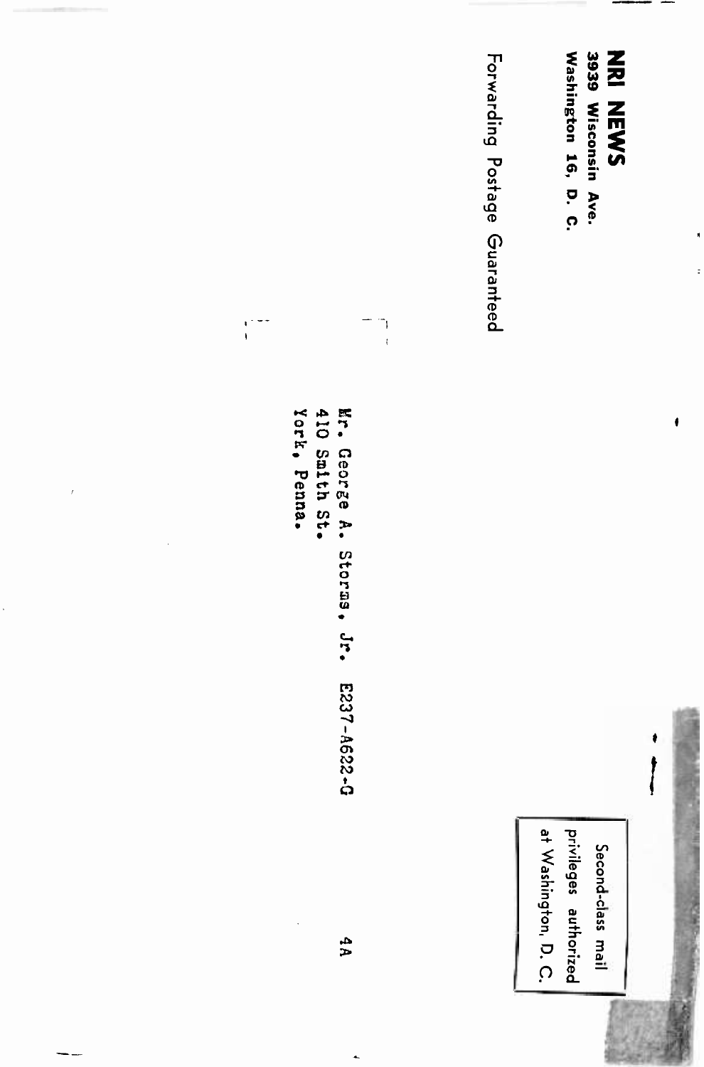**NRI NEWS**
**3939 Wisconsin Ave.**
**Washington 16, D. C.**

Forwarding Postage Guaranteed

Second-class mail
privileges authorized
at Washington, D. C.

Mr. George A. Storms, Jr. E237-A622-G 4A
410 Smith St.
York, Penna.